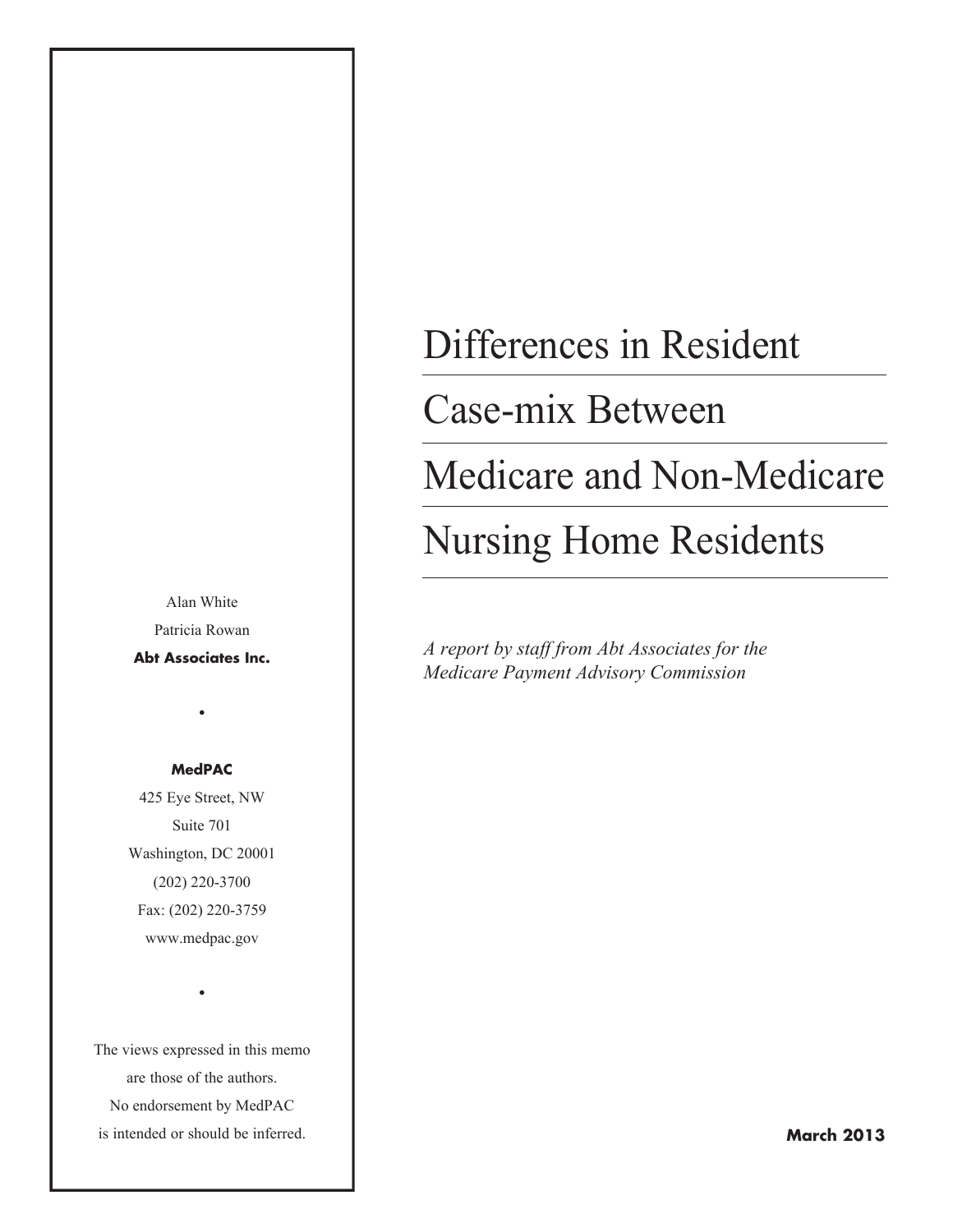# Differences in Resident Case-mix Between Medicare and Non-Medicare Nursing Home Residents

*A report by staff from Abt Associates for the Medicare Payment Advisory Commission*

Alan White
Patricia Rowan
**Abt Associates Inc.**

•

**MedPAC**
425 Eye Street, NW
Suite 701
Washington, DC 20001
(202) 220-3700
Fax: (202) 220-3759
www.medpac.gov

•

The views expressed in this memo are those of the authors. No endorsement by MedPAC is intended or should be inferred.

**March 2013**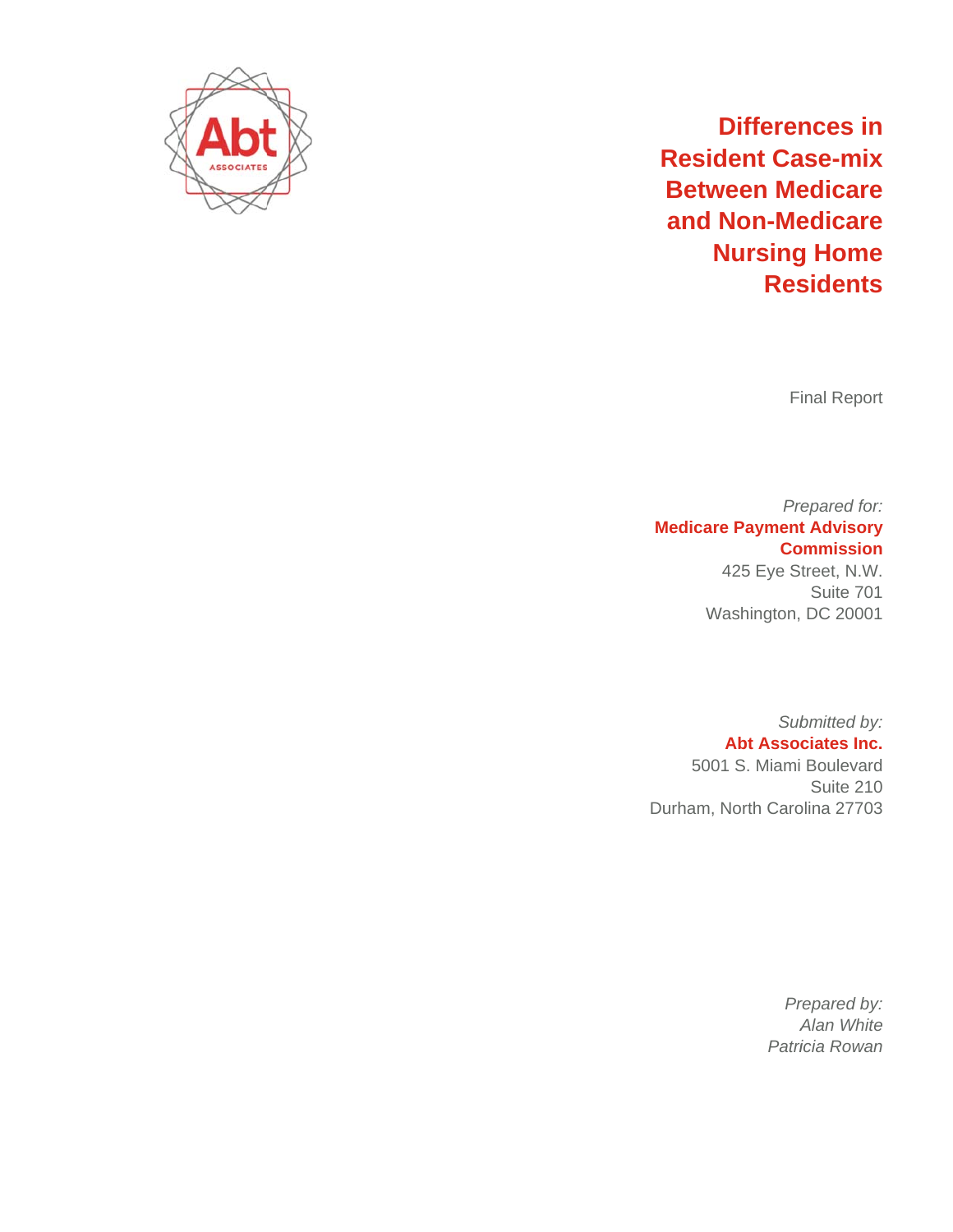# Differences in Resident Case-mix Between Medicare and Non-Medicare Nursing Home Residents

Final Report

*Prepared for:*
**Medicare Payment Advisory Commission**
425 Eye Street, N.W.
Suite 701
Washington, DC 20001

*Submitted by:*
**Abt Associates Inc.**
5001 S. Miami Boulevard
Suite 210
Durham, North Carolina 27703

*Prepared by:*
*Alan White*
*Patricia Rowan*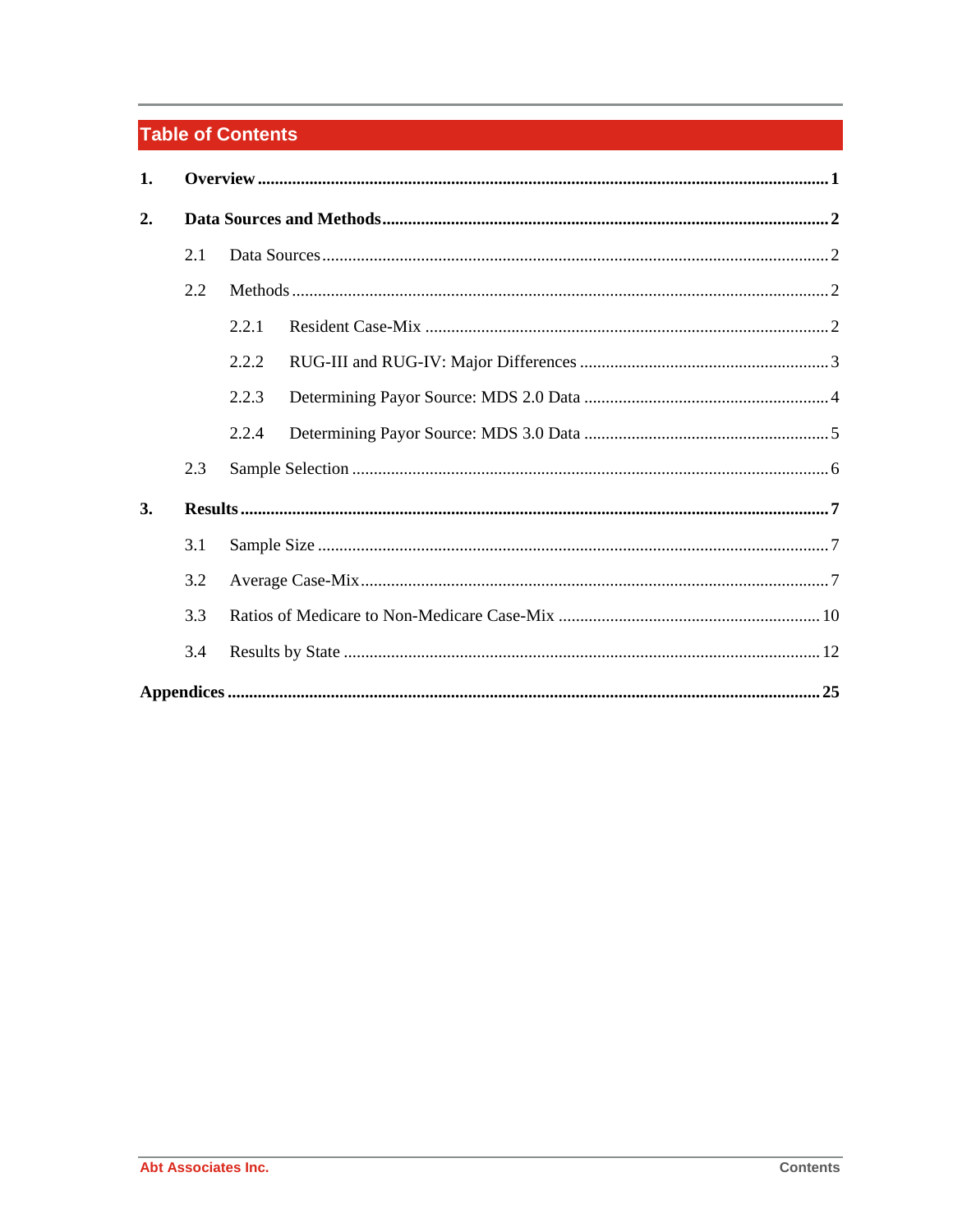# Table of Contents

**1. Overview** .......... **1**

**2. Data Sources and Methods** .......... **2**

- 2.1 Data Sources .......... 2
- 2.2 Methods .......... 2
  - 2.2.1 Resident Case-Mix .......... 2
  - 2.2.2 RUG-III and RUG-IV: Major Differences .......... 3
  - 2.2.3 Determining Payor Source: MDS 2.0 Data .......... 4
  - 2.2.4 Determining Payor Source: MDS 3.0 Data .......... 5
- 2.3 Sample Selection .......... 6

**3. Results** .......... **7**

- 3.1 Sample Size .......... 7
- 3.2 Average Case-Mix .......... 7
- 3.3 Ratios of Medicare to Non-Medicare Case-Mix .......... 10
- 3.4 Results by State .......... 12

**Appendices** .......... **25**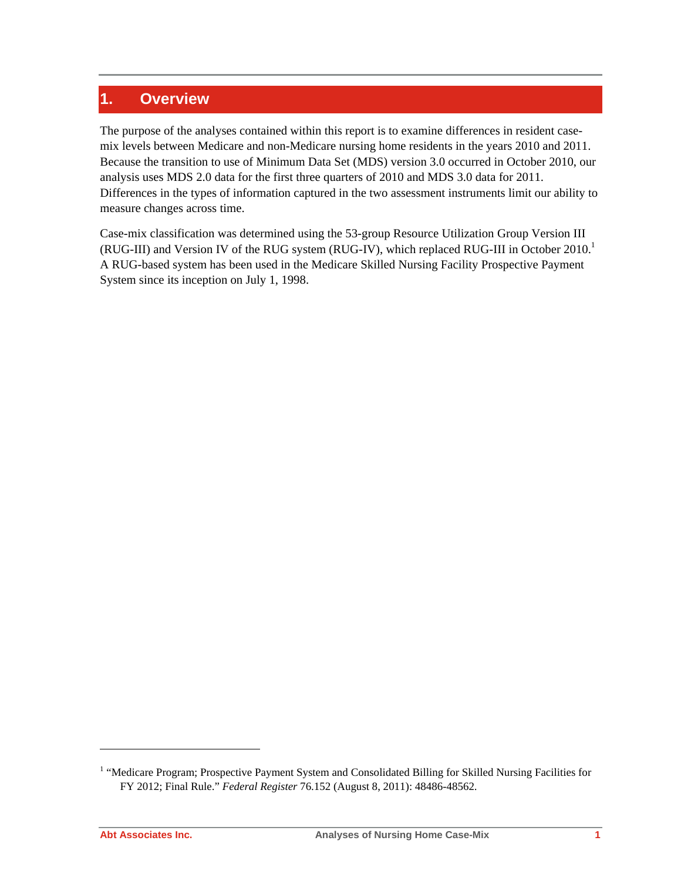# 1. Overview

The purpose of the analyses contained within this report is to examine differences in resident case-mix levels between Medicare and non-Medicare nursing home residents in the years 2010 and 2011. Because the transition to use of Minimum Data Set (MDS) version 3.0 occurred in October 2010, our analysis uses MDS 2.0 data for the first three quarters of 2010 and MDS 3.0 data for 2011. Differences in the types of information captured in the two assessment instruments limit our ability to measure changes across time.

Case-mix classification was determined using the 53-group Resource Utilization Group Version III (RUG-III) and Version IV of the RUG system (RUG-IV), which replaced RUG-III in October 2010.[1] A RUG-based system has been used in the Medicare Skilled Nursing Facility Prospective Payment System since its inception on July 1, 1998.

---

[1] "Medicare Program; Prospective Payment System and Consolidated Billing for Skilled Nursing Facilities for FY 2012; Final Rule." *Federal Register* 76.152 (August 8, 2011): 48486-48562.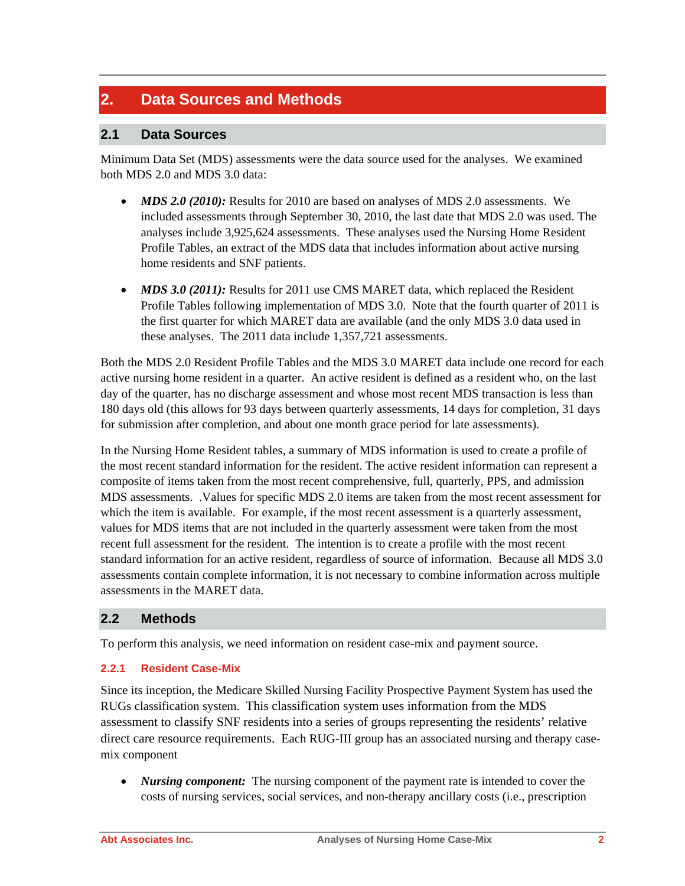# 2. Data Sources and Methods

## 2.1 Data Sources

Minimum Data Set (MDS) assessments were the data source used for the analyses. We examined both MDS 2.0 and MDS 3.0 data:

- ***MDS 2.0 (2010):*** Results for 2010 are based on analyses of MDS 2.0 assessments. We included assessments through September 30, 2010, the last date that MDS 2.0 was used. The analyses include 3,925,624 assessments. These analyses used the Nursing Home Resident Profile Tables, an extract of the MDS data that includes information about active nursing home residents and SNF patients.

- ***MDS 3.0 (2011):*** Results for 2011 use CMS MARET data, which replaced the Resident Profile Tables following implementation of MDS 3.0. Note that the fourth quarter of 2011 is the first quarter for which MARET data are available (and the only MDS 3.0 data used in these analyses. The 2011 data include 1,357,721 assessments.

Both the MDS 2.0 Resident Profile Tables and the MDS 3.0 MARET data include one record for each active nursing home resident in a quarter. An active resident is defined as a resident who, on the last day of the quarter, has no discharge assessment and whose most recent MDS transaction is less than 180 days old (this allows for 93 days between quarterly assessments, 14 days for completion, 31 days for submission after completion, and about one month grace period for late assessments).

In the Nursing Home Resident tables, a summary of MDS information is used to create a profile of the most recent standard information for the resident. The active resident information can represent a composite of items taken from the most recent comprehensive, full, quarterly, PPS, and admission MDS assessments. .Values for specific MDS 2.0 items are taken from the most recent assessment for which the item is available. For example, if the most recent assessment is a quarterly assessment, values for MDS items that are not included in the quarterly assessment were taken from the most recent full assessment for the resident. The intention is to create a profile with the most recent standard information for an active resident, regardless of source of information. Because all MDS 3.0 assessments contain complete information, it is not necessary to combine information across multiple assessments in the MARET data.

## 2.2 Methods

To perform this analysis, we need information on resident case-mix and payment source.

### 2.2.1 Resident Case-Mix

Since its inception, the Medicare Skilled Nursing Facility Prospective Payment System has used the RUGs classification system. This classification system uses information from the MDS assessment to classify SNF residents into a series of groups representing the residents' relative direct care resource requirements. Each RUG-III group has an associated nursing and therapy case-mix component

- ***Nursing component:*** The nursing component of the payment rate is intended to cover the costs of nursing services, social services, and non-therapy ancillary costs (i.e., prescription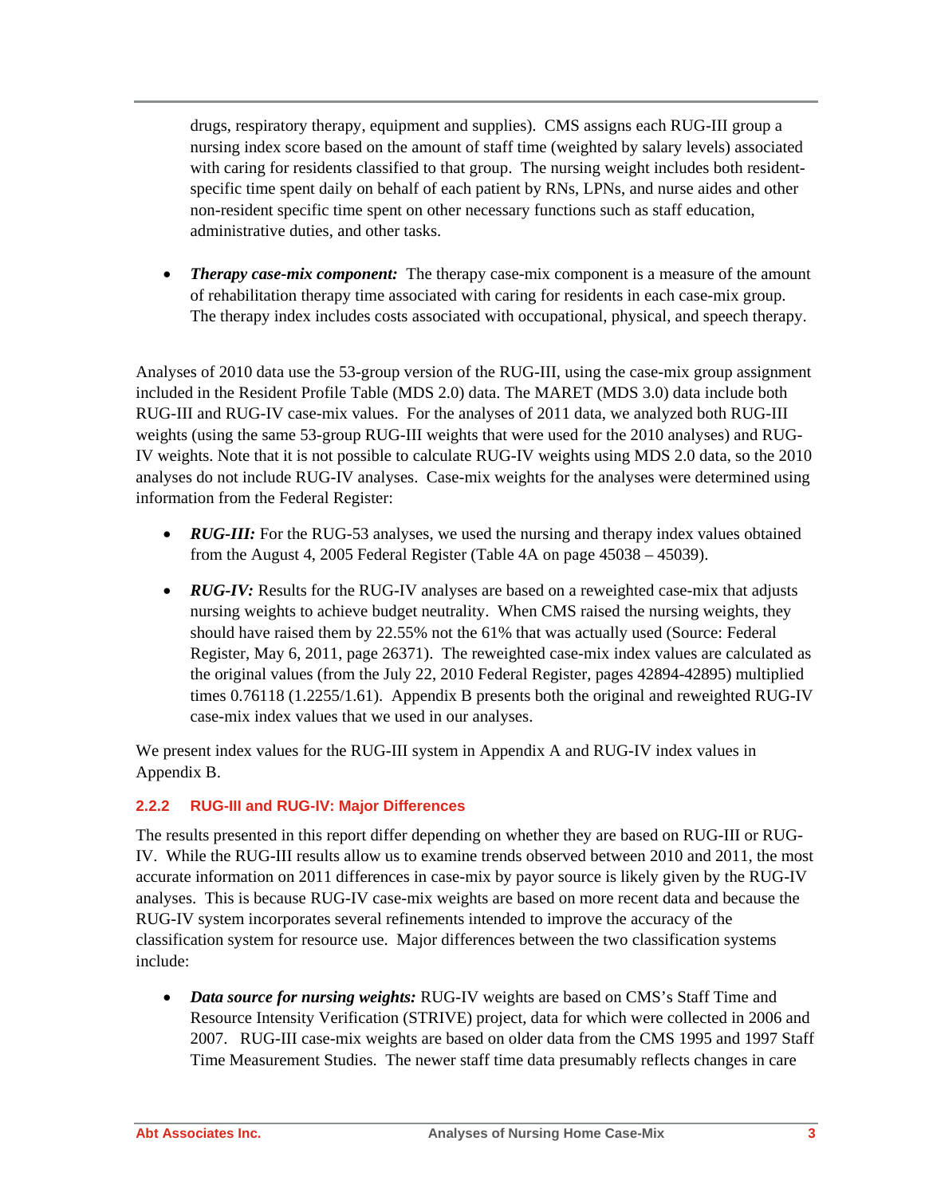drugs, respiratory therapy, equipment and supplies). CMS assigns each RUG-III group a nursing index score based on the amount of staff time (weighted by salary levels) associated with caring for residents classified to that group. The nursing weight includes both resident-specific time spent daily on behalf of each patient by RNs, LPNs, and nurse aides and other non-resident specific time spent on other necessary functions such as staff education, administrative duties, and other tasks.

- ***Therapy case-mix component:*** The therapy case-mix component is a measure of the amount of rehabilitation therapy time associated with caring for residents in each case-mix group. The therapy index includes costs associated with occupational, physical, and speech therapy.

Analyses of 2010 data use the 53-group version of the RUG-III, using the case-mix group assignment included in the Resident Profile Table (MDS 2.0) data. The MARET (MDS 3.0) data include both RUG-III and RUG-IV case-mix values. For the analyses of 2011 data, we analyzed both RUG-III weights (using the same 53-group RUG-III weights that were used for the 2010 analyses) and RUG-IV weights. Note that it is not possible to calculate RUG-IV weights using MDS 2.0 data, so the 2010 analyses do not include RUG-IV analyses. Case-mix weights for the analyses were determined using information from the Federal Register:

- ***RUG-III:*** For the RUG-53 analyses, we used the nursing and therapy index values obtained from the August 4, 2005 Federal Register (Table 4A on page 45038 – 45039).

- ***RUG-IV:*** Results for the RUG-IV analyses are based on a reweighted case-mix that adjusts nursing weights to achieve budget neutrality. When CMS raised the nursing weights, they should have raised them by 22.55% not the 61% that was actually used (Source: Federal Register, May 6, 2011, page 26371). The reweighted case-mix index values are calculated as the original values (from the July 22, 2010 Federal Register, pages 42894-42895) multiplied times 0.76118 (1.2255/1.61). Appendix B presents both the original and reweighted RUG-IV case-mix index values that we used in our analyses.

We present index values for the RUG-III system in Appendix A and RUG-IV index values in Appendix B.

### 2.2.2 RUG-III and RUG-IV: Major Differences

The results presented in this report differ depending on whether they are based on RUG-III or RUG-IV. While the RUG-III results allow us to examine trends observed between 2010 and 2011, the most accurate information on 2011 differences in case-mix by payor source is likely given by the RUG-IV analyses. This is because RUG-IV case-mix weights are based on more recent data and because the RUG-IV system incorporates several refinements intended to improve the accuracy of the classification system for resource use. Major differences between the two classification systems include:

- ***Data source for nursing weights:*** RUG-IV weights are based on CMS's Staff Time and Resource Intensity Verification (STRIVE) project, data for which were collected in 2006 and 2007. RUG-III case-mix weights are based on older data from the CMS 1995 and 1997 Staff Time Measurement Studies. The newer staff time data presumably reflects changes in care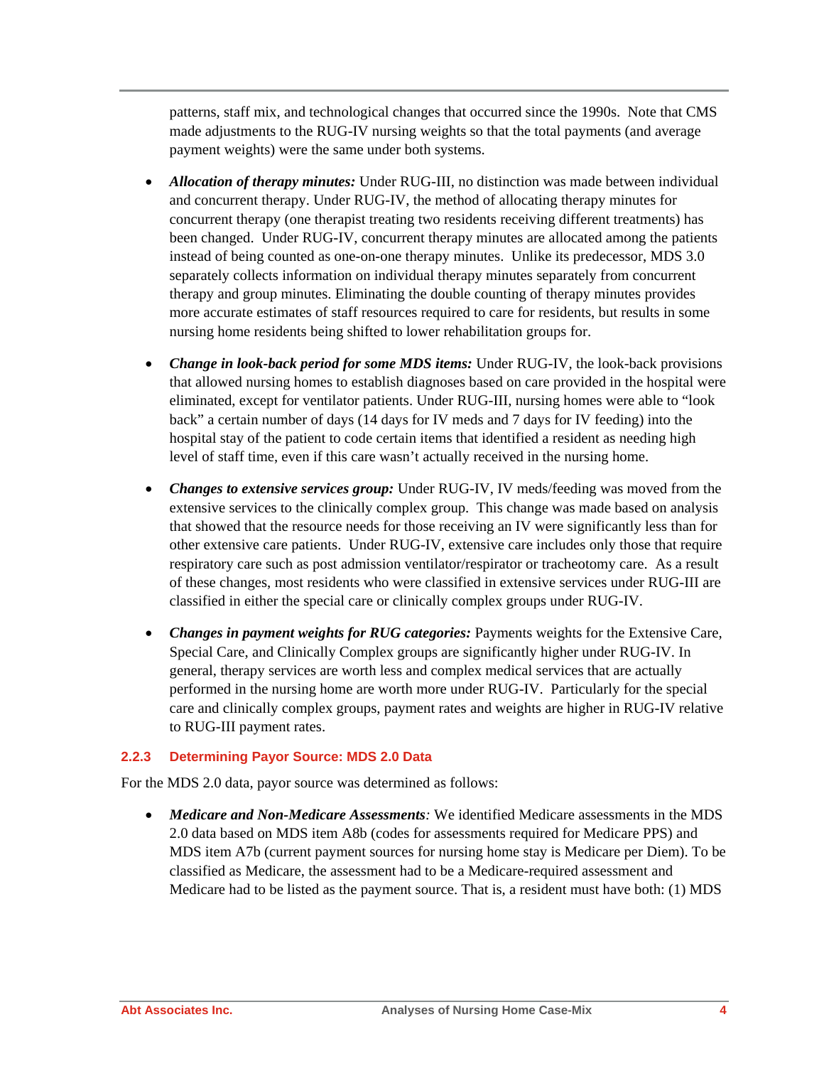patterns, staff mix, and technological changes that occurred since the 1990s. Note that CMS made adjustments to the RUG-IV nursing weights so that the total payments (and average payment weights) were the same under both systems.

- ***Allocation of therapy minutes:*** Under RUG-III, no distinction was made between individual and concurrent therapy. Under RUG-IV, the method of allocating therapy minutes for concurrent therapy (one therapist treating two residents receiving different treatments) has been changed. Under RUG-IV, concurrent therapy minutes are allocated among the patients instead of being counted as one-on-one therapy minutes. Unlike its predecessor, MDS 3.0 separately collects information on individual therapy minutes separately from concurrent therapy and group minutes. Eliminating the double counting of therapy minutes provides more accurate estimates of staff resources required to care for residents, but results in some nursing home residents being shifted to lower rehabilitation groups for.

- ***Change in look-back period for some MDS items:*** Under RUG-IV, the look-back provisions that allowed nursing homes to establish diagnoses based on care provided in the hospital were eliminated, except for ventilator patients. Under RUG-III, nursing homes were able to "look back" a certain number of days (14 days for IV meds and 7 days for IV feeding) into the hospital stay of the patient to code certain items that identified a resident as needing high level of staff time, even if this care wasn't actually received in the nursing home.

- ***Changes to extensive services group:*** Under RUG-IV, IV meds/feeding was moved from the extensive services to the clinically complex group. This change was made based on analysis that showed that the resource needs for those receiving an IV were significantly less than for other extensive care patients. Under RUG-IV, extensive care includes only those that require respiratory care such as post admission ventilator/respirator or tracheotomy care. As a result of these changes, most residents who were classified in extensive services under RUG-III are classified in either the special care or clinically complex groups under RUG-IV.

- ***Changes in payment weights for RUG categories:*** Payments weights for the Extensive Care, Special Care, and Clinically Complex groups are significantly higher under RUG-IV. In general, therapy services are worth less and complex medical services that are actually performed in the nursing home are worth more under RUG-IV. Particularly for the special care and clinically complex groups, payment rates and weights are higher in RUG-IV relative to RUG-III payment rates.

### 2.2.3 Determining Payor Source: MDS 2.0 Data

For the MDS 2.0 data, payor source was determined as follows:

- ***Medicare and Non-Medicare Assessments****:* We identified Medicare assessments in the MDS 2.0 data based on MDS item A8b (codes for assessments required for Medicare PPS) and MDS item A7b (current payment sources for nursing home stay is Medicare per Diem). To be classified as Medicare, the assessment had to be a Medicare-required assessment and Medicare had to be listed as the payment source. That is, a resident must have both: (1) MDS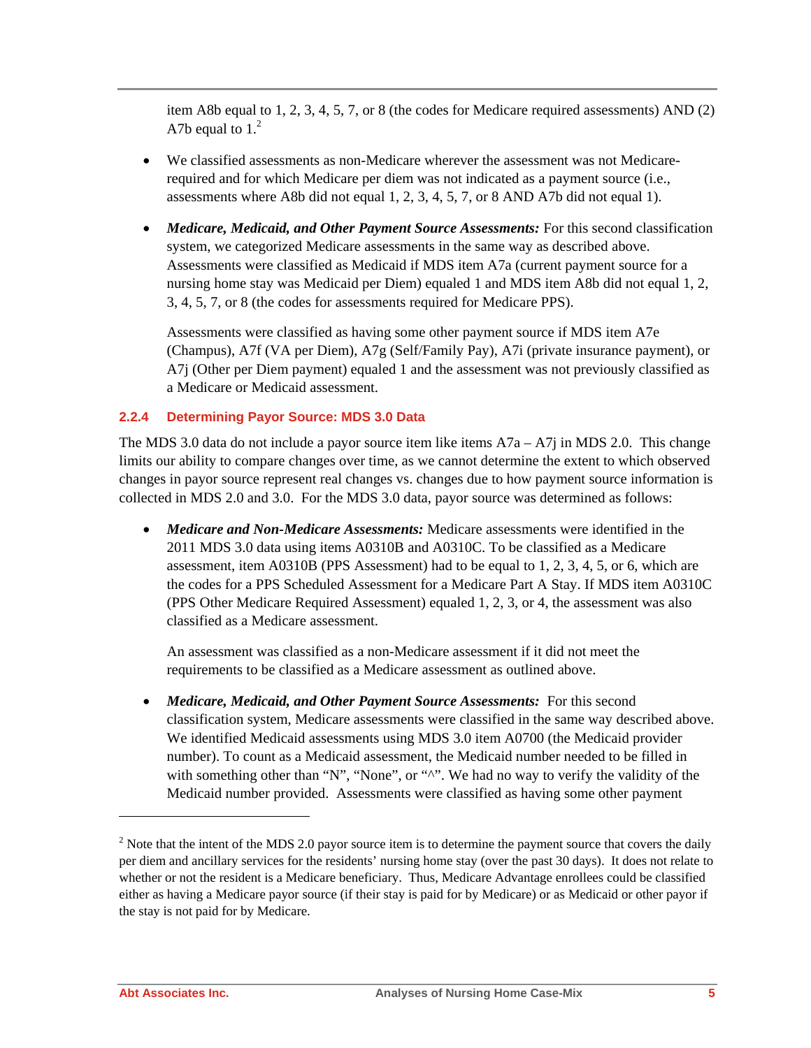item A8b equal to 1, 2, 3, 4, 5, 7, or 8 (the codes for Medicare required assessments) AND (2) A7b equal to 1.[2]

- We classified assessments as non-Medicare wherever the assessment was not Medicare-required and for which Medicare per diem was not indicated as a payment source (i.e., assessments where A8b did not equal 1, 2, 3, 4, 5, 7, or 8 AND A7b did not equal 1).

- ***Medicare, Medicaid, and Other Payment Source Assessments:*** For this second classification system, we categorized Medicare assessments in the same way as described above. Assessments were classified as Medicaid if MDS item A7a (current payment source for a nursing home stay was Medicaid per Diem) equaled 1 and MDS item A8b did not equal 1, 2, 3, 4, 5, 7, or 8 (the codes for assessments required for Medicare PPS).

  Assessments were classified as having some other payment source if MDS item A7e (Champus), A7f (VA per Diem), A7g (Self/Family Pay), A7i (private insurance payment), or A7j (Other per Diem payment) equaled 1 and the assessment was not previously classified as a Medicare or Medicaid assessment.

### 2.2.4 Determining Payor Source: MDS 3.0 Data

The MDS 3.0 data do not include a payor source item like items A7a – A7j in MDS 2.0. This change limits our ability to compare changes over time, as we cannot determine the extent to which observed changes in payor source represent real changes vs. changes due to how payment source information is collected in MDS 2.0 and 3.0. For the MDS 3.0 data, payor source was determined as follows:

- ***Medicare and Non-Medicare Assessments:*** Medicare assessments were identified in the 2011 MDS 3.0 data using items A0310B and A0310C. To be classified as a Medicare assessment, item A0310B (PPS Assessment) had to be equal to 1, 2, 3, 4, 5, or 6, which are the codes for a PPS Scheduled Assessment for a Medicare Part A Stay. If MDS item A0310C (PPS Other Medicare Required Assessment) equaled 1, 2, 3, or 4, the assessment was also classified as a Medicare assessment.

  An assessment was classified as a non-Medicare assessment if it did not meet the requirements to be classified as a Medicare assessment as outlined above.

- ***Medicare, Medicaid, and Other Payment Source Assessments:*** For this second classification system, Medicare assessments were classified in the same way described above. We identified Medicaid assessments using MDS 3.0 item A0700 (the Medicaid provider number). To count as a Medicaid assessment, the Medicaid number needed to be filled in with something other than "N", "None", or "^". We had no way to verify the validity of the Medicaid number provided. Assessments were classified as having some other payment

---

[2] Note that the intent of the MDS 2.0 payor source item is to determine the payment source that covers the daily per diem and ancillary services for the residents' nursing home stay (over the past 30 days). It does not relate to whether or not the resident is a Medicare beneficiary. Thus, Medicare Advantage enrollees could be classified either as having a Medicare payor source (if their stay is paid for by Medicare) or as Medicaid or other payor if the stay is not paid for by Medicare.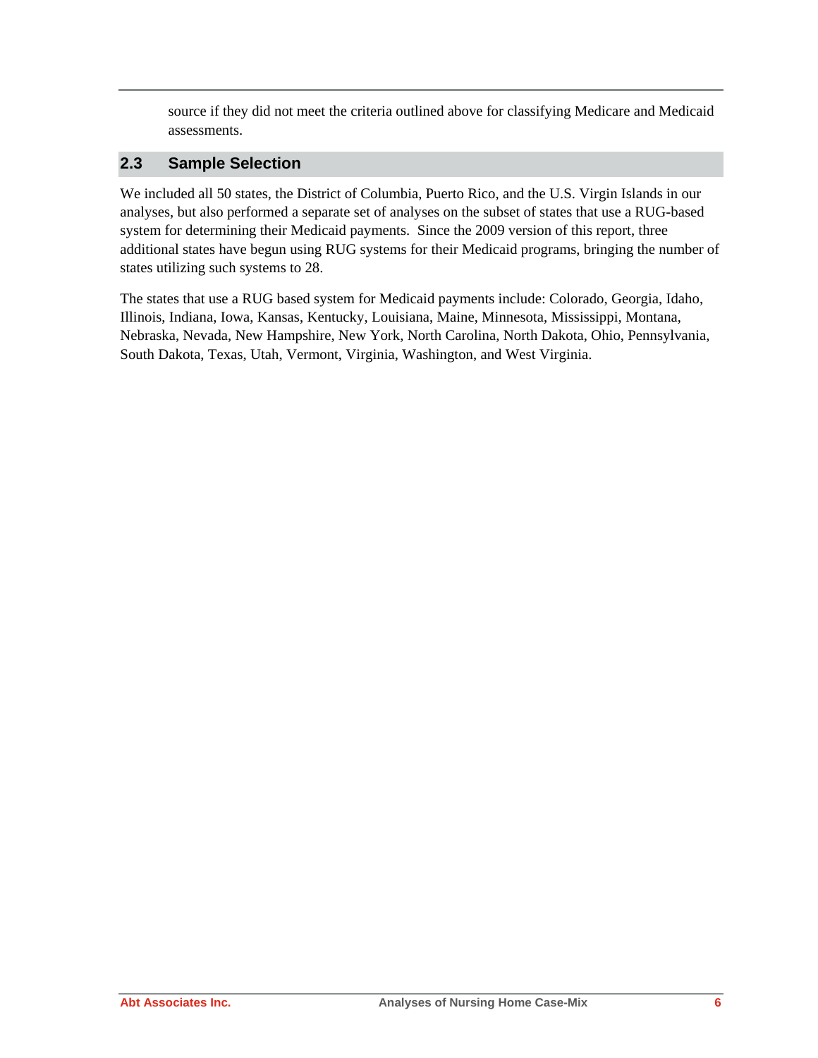source if they did not meet the criteria outlined above for classifying Medicare and Medicaid assessments.

## 2.3 Sample Selection

We included all 50 states, the District of Columbia, Puerto Rico, and the U.S. Virgin Islands in our analyses, but also performed a separate set of analyses on the subset of states that use a RUG-based system for determining their Medicaid payments. Since the 2009 version of this report, three additional states have begun using RUG systems for their Medicaid programs, bringing the number of states utilizing such systems to 28.

The states that use a RUG based system for Medicaid payments include: Colorado, Georgia, Idaho, Illinois, Indiana, Iowa, Kansas, Kentucky, Louisiana, Maine, Minnesota, Mississippi, Montana, Nebraska, Nevada, New Hampshire, New York, North Carolina, North Dakota, Ohio, Pennsylvania, South Dakota, Texas, Utah, Vermont, Virginia, Washington, and West Virginia.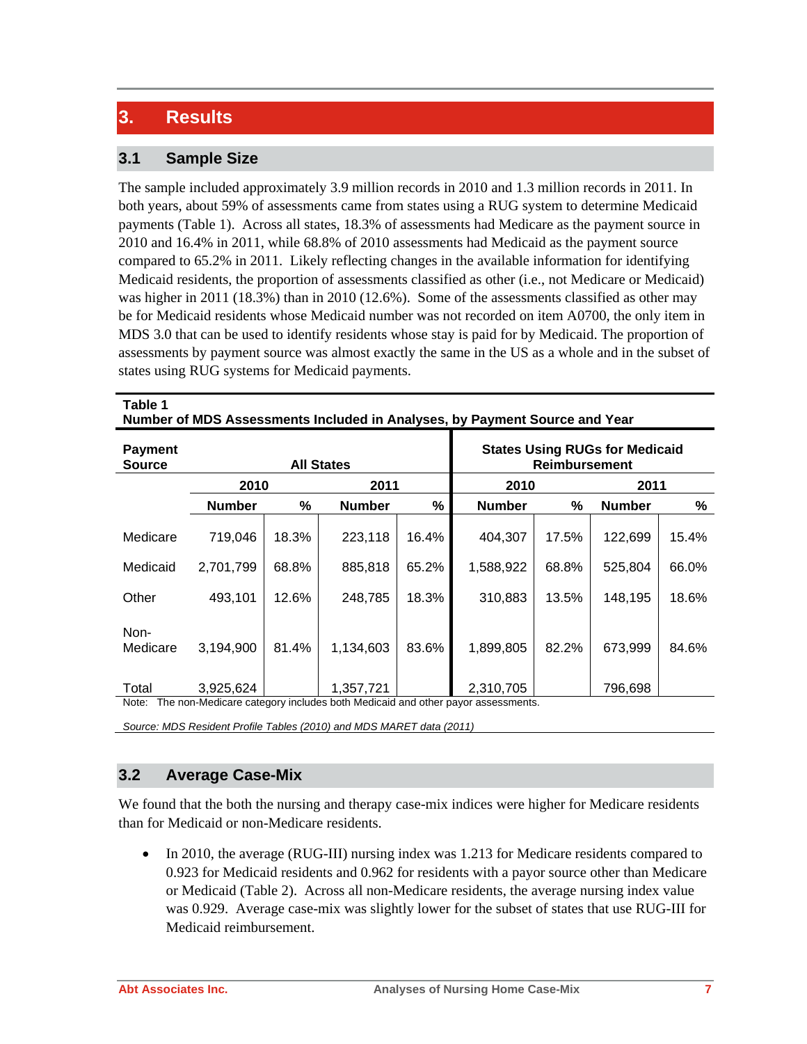# 3. Results

## 3.1 Sample Size

The sample included approximately 3.9 million records in 2010 and 1.3 million records in 2011. In both years, about 59% of assessments came from states using a RUG system to determine Medicaid payments (Table 1). Across all states, 18.3% of assessments had Medicare as the payment source in 2010 and 16.4% in 2011, while 68.8% of 2010 assessments had Medicaid as the payment source compared to 65.2% in 2011. Likely reflecting changes in the available information for identifying Medicaid residents, the proportion of assessments classified as other (i.e., not Medicare or Medicaid) was higher in 2011 (18.3%) than in 2010 (12.6%). Some of the assessments classified as other may be for Medicaid residents whose Medicaid number was not recorded on item A0700, the only item in MDS 3.0 that can be used to identify residents whose stay is paid for by Medicaid. The proportion of assessments by payment source was almost exactly the same in the US as a whole and in the subset of states using RUG systems for Medicaid payments.

**Table 1**
**Number of MDS Assessments Included in Analyses, by Payment Source and Year**

| Payment Source | All States | | | | States Using RUGs for Medicaid Reimbursement | | | |
|---|---|---|---|---|---|---|---|---|
| | 2010 | | 2011 | | 2010 | | 2011 | |
| | Number | % | Number | % | Number | % | Number | % |
| Medicare | 719,046 | 18.3% | 223,118 | 16.4% | 404,307 | 17.5% | 122,699 | 15.4% |
| Medicaid | 2,701,799 | 68.8% | 885,818 | 65.2% | 1,588,922 | 68.8% | 525,804 | 66.0% |
| Other | 493,101 | 12.6% | 248,785 | 18.3% | 310,883 | 13.5% | 148,195 | 18.6% |
| Non-Medicare | 3,194,900 | 81.4% | 1,134,603 | 83.6% | 1,899,805 | 82.2% | 673,999 | 84.6% |
| Total | 3,925,624 | | 1,357,721 | | 2,310,705 | | 796,698 | |

Note: The non-Medicare category includes both Medicaid and other payor assessments.

*Source: MDS Resident Profile Tables (2010) and MDS MARET data (2011)*

## 3.2 Average Case-Mix

We found that the both the nursing and therapy case-mix indices were higher for Medicare residents than for Medicaid or non-Medicare residents.

- In 2010, the average (RUG-III) nursing index was 1.213 for Medicare residents compared to 0.923 for Medicaid residents and 0.962 for residents with a payor source other than Medicare or Medicaid (Table 2). Across all non-Medicare residents, the average nursing index value was 0.929. Average case-mix was slightly lower for the subset of states that use RUG-III for Medicaid reimbursement.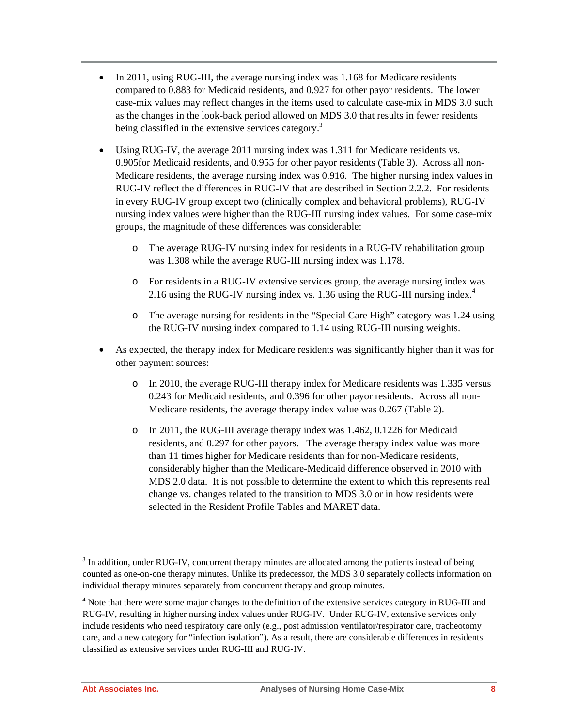- In 2011, using RUG-III, the average nursing index was 1.168 for Medicare residents compared to 0.883 for Medicaid residents, and 0.927 for other payor residents. The lower case-mix values may reflect changes in the items used to calculate case-mix in MDS 3.0 such as the changes in the look-back period allowed on MDS 3.0 that results in fewer residents being classified in the extensive services category.[3]

- Using RUG-IV, the average 2011 nursing index was 1.311 for Medicare residents vs. 0.905for Medicaid residents, and 0.955 for other payor residents (Table 3). Across all non-Medicare residents, the average nursing index was 0.916. The higher nursing index values in RUG-IV reflect the differences in RUG-IV that are described in Section 2.2.2. For residents in every RUG-IV group except two (clinically complex and behavioral problems), RUG-IV nursing index values were higher than the RUG-III nursing index values. For some case-mix groups, the magnitude of these differences was considerable:
    - The average RUG-IV nursing index for residents in a RUG-IV rehabilitation group was 1.308 while the average RUG-III nursing index was 1.178.
    - For residents in a RUG-IV extensive services group, the average nursing index was 2.16 using the RUG-IV nursing index vs. 1.36 using the RUG-III nursing index.[4]
    - The average nursing for residents in the "Special Care High" category was 1.24 using the RUG-IV nursing index compared to 1.14 using RUG-III nursing weights.

- As expected, the therapy index for Medicare residents was significantly higher than it was for other payment sources:
    - In 2010, the average RUG-III therapy index for Medicare residents was 1.335 versus 0.243 for Medicaid residents, and 0.396 for other payor residents. Across all non-Medicare residents, the average therapy index value was 0.267 (Table 2).
    - In 2011, the RUG-III average therapy index was 1.462, 0.1226 for Medicaid residents, and 0.297 for other payors. The average therapy index value was more than 11 times higher for Medicare residents than for non-Medicare residents, considerably higher than the Medicare-Medicaid difference observed in 2010 with MDS 2.0 data. It is not possible to determine the extent to which this represents real change vs. changes related to the transition to MDS 3.0 or in how residents were selected in the Resident Profile Tables and MARET data.

---

[3] In addition, under RUG-IV, concurrent therapy minutes are allocated among the patients instead of being counted as one-on-one therapy minutes. Unlike its predecessor, the MDS 3.0 separately collects information on individual therapy minutes separately from concurrent therapy and group minutes.

[4] Note that there were some major changes to the definition of the extensive services category in RUG-III and RUG-IV, resulting in higher nursing index values under RUG-IV. Under RUG-IV, extensive services only include residents who need respiratory care only (e.g., post admission ventilator/respirator care, tracheotomy care, and a new category for "infection isolation"). As a result, there are considerable differences in residents classified as extensive services under RUG-III and RUG-IV.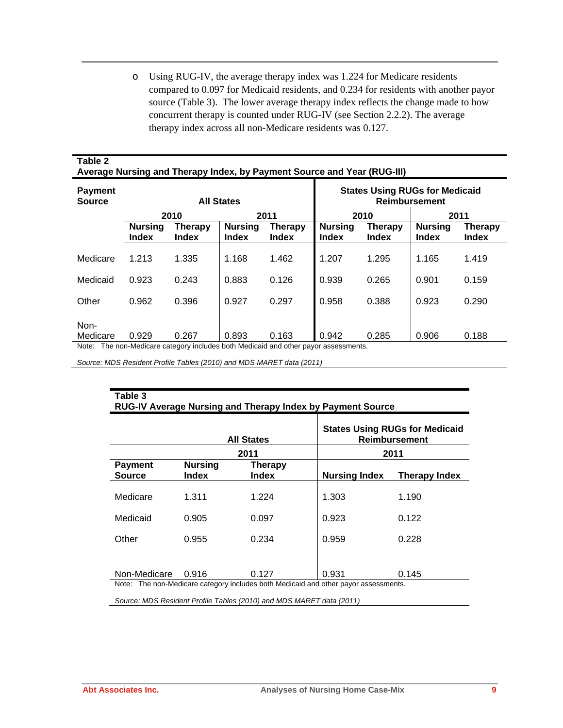- Using RUG-IV, the average therapy index was 1.224 for Medicare residents compared to 0.097 for Medicaid residents, and 0.234 for residents with another payor source (Table 3). The lower average therapy index reflects the change made to how concurrent therapy is counted under RUG-IV (see Section 2.2.2). The average therapy index across all non-Medicare residents was 0.127.

**Table 2**
**Average Nursing and Therapy Index, by Payment Source and Year (RUG-III)**

| Payment Source | All States | | | | States Using RUGs for Medicaid Reimbursement | | | |
|---|---|---|---|---|---|---|---|---|
| | 2010 | | 2011 | | 2010 | | 2011 | |
| | Nursing Index | Therapy Index | Nursing Index | Therapy Index | Nursing Index | Therapy Index | Nursing Index | Therapy Index |
| Medicare | 1.213 | 1.335 | 1.168 | 1.462 | 1.207 | 1.295 | 1.165 | 1.419 |
| Medicaid | 0.923 | 0.243 | 0.883 | 0.126 | 0.939 | 0.265 | 0.901 | 0.159 |
| Other | 0.962 | 0.396 | 0.927 | 0.297 | 0.958 | 0.388 | 0.923 | 0.290 |
| Non-Medicare | 0.929 | 0.267 | 0.893 | 0.163 | 0.942 | 0.285 | 0.906 | 0.188 |

Note: The non-Medicare category includes both Medicaid and other payor assessments.

*Source: MDS Resident Profile Tables (2010) and MDS MARET data (2011)*

**Table 3**
**RUG-IV Average Nursing and Therapy Index by Payment Source**

| | All States | | States Using RUGs for Medicaid Reimbursement | |
|---|---|---|---|---|
| | 2011 | | 2011 | |
| Payment Source | Nursing Index | Therapy Index | Nursing Index | Therapy Index |
| Medicare | 1.311 | 1.224 | 1.303 | 1.190 |
| Medicaid | 0.905 | 0.097 | 0.923 | 0.122 |
| Other | 0.955 | 0.234 | 0.959 | 0.228 |
| Non-Medicare | 0.916 | 0.127 | 0.931 | 0.145 |

Note: The non-Medicare category includes both Medicaid and other payor assessments.

*Source: MDS Resident Profile Tables (2010) and MDS MARET data (2011)*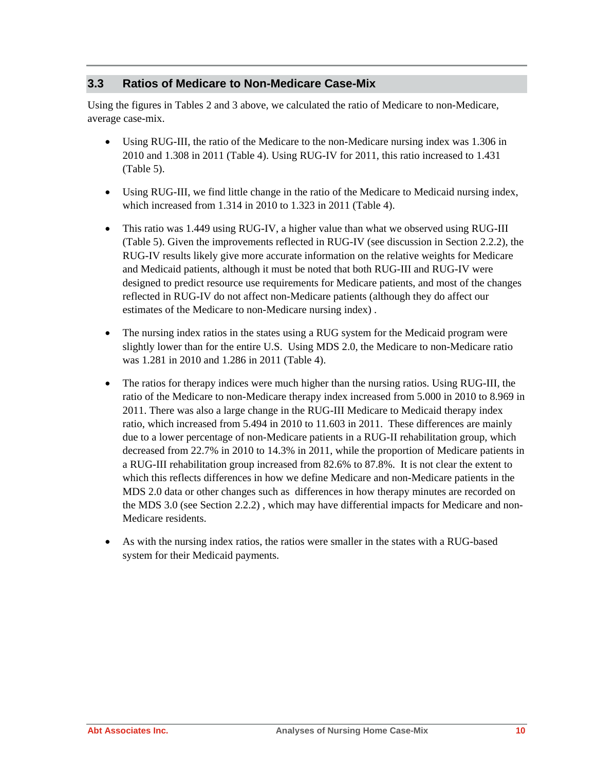## 3.3 Ratios of Medicare to Non-Medicare Case-Mix

Using the figures in Tables 2 and 3 above, we calculated the ratio of Medicare to non-Medicare, average case-mix.

- Using RUG-III, the ratio of the Medicare to the non-Medicare nursing index was 1.306 in 2010 and 1.308 in 2011 (Table 4). Using RUG-IV for 2011, this ratio increased to 1.431 (Table 5).
- Using RUG-III, we find little change in the ratio of the Medicare to Medicaid nursing index, which increased from 1.314 in 2010 to 1.323 in 2011 (Table 4).
- This ratio was 1.449 using RUG-IV, a higher value than what we observed using RUG-III (Table 5). Given the improvements reflected in RUG-IV (see discussion in Section 2.2.2), the RUG-IV results likely give more accurate information on the relative weights for Medicare and Medicaid patients, although it must be noted that both RUG-III and RUG-IV were designed to predict resource use requirements for Medicare patients, and most of the changes reflected in RUG-IV do not affect non-Medicare patients (although they do affect our estimates of the Medicare to non-Medicare nursing index) .
- The nursing index ratios in the states using a RUG system for the Medicaid program were slightly lower than for the entire U.S. Using MDS 2.0, the Medicare to non-Medicare ratio was 1.281 in 2010 and 1.286 in 2011 (Table 4).
- The ratios for therapy indices were much higher than the nursing ratios. Using RUG-III, the ratio of the Medicare to non-Medicare therapy index increased from 5.000 in 2010 to 8.969 in 2011. There was also a large change in the RUG-III Medicare to Medicaid therapy index ratio, which increased from 5.494 in 2010 to 11.603 in 2011. These differences are mainly due to a lower percentage of non-Medicare patients in a RUG-II rehabilitation group, which decreased from 22.7% in 2010 to 14.3% in 2011, while the proportion of Medicare patients in a RUG-III rehabilitation group increased from 82.6% to 87.8%. It is not clear the extent to which this reflects differences in how we define Medicare and non-Medicare patients in the MDS 2.0 data or other changes such as differences in how therapy minutes are recorded on the MDS 3.0 (see Section 2.2.2) , which may have differential impacts for Medicare and non-Medicare residents.
- As with the nursing index ratios, the ratios were smaller in the states with a RUG-based system for their Medicaid payments.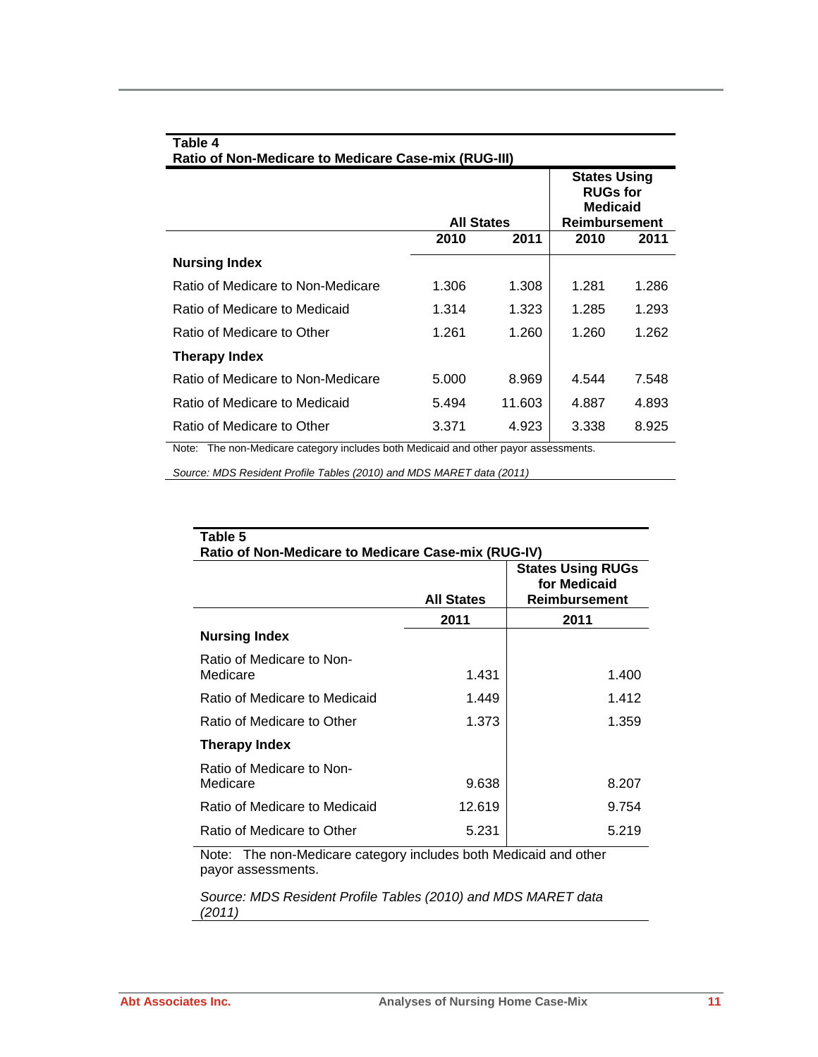**Table 4**
**Ratio of Non-Medicare to Medicare Case-mix (RUG-III)**

| | All States | | States Using RUGs for Medicaid Reimbursement | |
|---|---|---|---|---|
| | 2010 | 2011 | 2010 | 2011 |
| **Nursing Index** | | | | |
| Ratio of Medicare to Non-Medicare | 1.306 | 1.308 | 1.281 | 1.286 |
| Ratio of Medicare to Medicaid | 1.314 | 1.323 | 1.285 | 1.293 |
| Ratio of Medicare to Other | 1.261 | 1.260 | 1.260 | 1.262 |
| **Therapy Index** | | | | |
| Ratio of Medicare to Non-Medicare | 5.000 | 8.969 | 4.544 | 7.548 |
| Ratio of Medicare to Medicaid | 5.494 | 11.603 | 4.887 | 4.893 |
| Ratio of Medicare to Other | 3.371 | 4.923 | 3.338 | 8.925 |

Note: The non-Medicare category includes both Medicaid and other payor assessments.

*Source: MDS Resident Profile Tables (2010) and MDS MARET data (2011)*

**Table 5**
**Ratio of Non-Medicare to Medicare Case-mix (RUG-IV)**

| | All States | States Using RUGs for Medicaid Reimbursement |
|---|---|---|
| | 2011 | 2011 |
| **Nursing Index** | | |
| Ratio of Medicare to Non-Medicare | 1.431 | 1.400 |
| Ratio of Medicare to Medicaid | 1.449 | 1.412 |
| Ratio of Medicare to Other | 1.373 | 1.359 |
| **Therapy Index** | | |
| Ratio of Medicare to Non-Medicare | 9.638 | 8.207 |
| Ratio of Medicare to Medicaid | 12.619 | 9.754 |
| Ratio of Medicare to Other | 5.231 | 5.219 |

Note: The non-Medicare category includes both Medicaid and other payor assessments.

*Source: MDS Resident Profile Tables (2010) and MDS MARET data (2011)*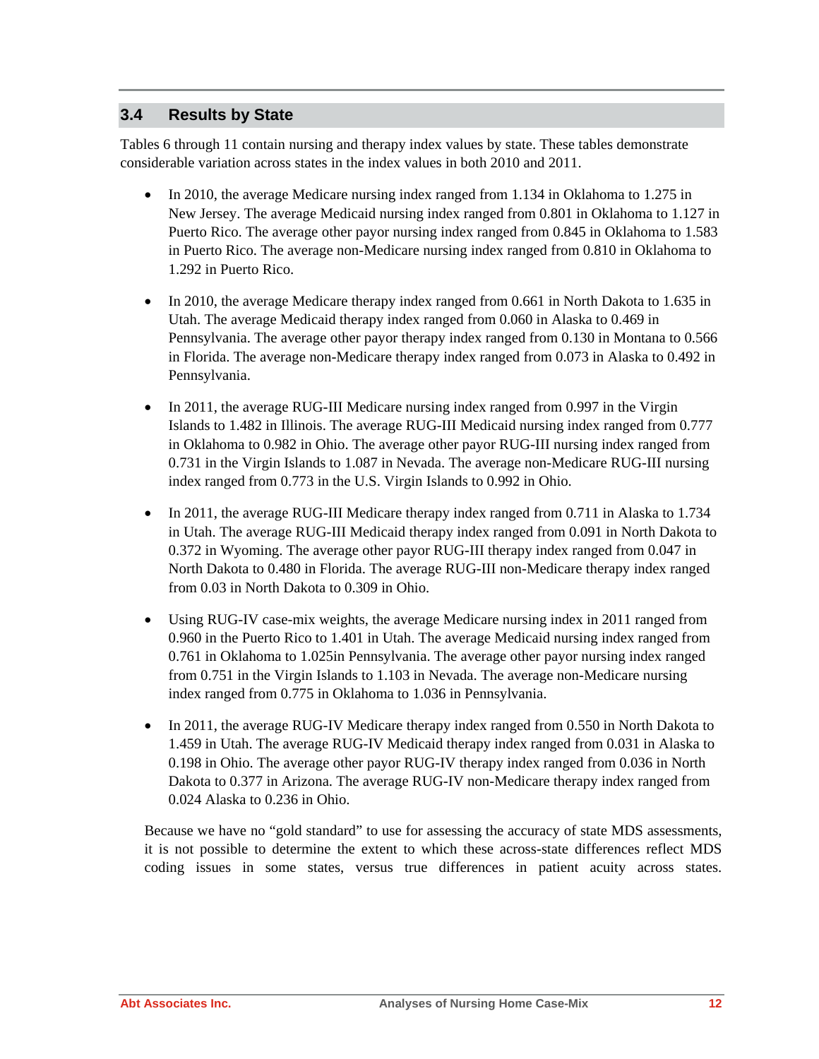## 3.4 Results by State

Tables 6 through 11 contain nursing and therapy index values by state. These tables demonstrate considerable variation across states in the index values in both 2010 and 2011.

- In 2010, the average Medicare nursing index ranged from 1.134 in Oklahoma to 1.275 in New Jersey. The average Medicaid nursing index ranged from 0.801 in Oklahoma to 1.127 in Puerto Rico. The average other payor nursing index ranged from 0.845 in Oklahoma to 1.583 in Puerto Rico. The average non-Medicare nursing index ranged from 0.810 in Oklahoma to 1.292 in Puerto Rico.

- In 2010, the average Medicare therapy index ranged from 0.661 in North Dakota to 1.635 in Utah. The average Medicaid therapy index ranged from 0.060 in Alaska to 0.469 in Pennsylvania. The average other payor therapy index ranged from 0.130 in Montana to 0.566 in Florida. The average non-Medicare therapy index ranged from 0.073 in Alaska to 0.492 in Pennsylvania.

- In 2011, the average RUG-III Medicare nursing index ranged from 0.997 in the Virgin Islands to 1.482 in Illinois. The average RUG-III Medicaid nursing index ranged from 0.777 in Oklahoma to 0.982 in Ohio. The average other payor RUG-III nursing index ranged from 0.731 in the Virgin Islands to 1.087 in Nevada. The average non-Medicare RUG-III nursing index ranged from 0.773 in the U.S. Virgin Islands to 0.992 in Ohio.

- In 2011, the average RUG-III Medicare therapy index ranged from 0.711 in Alaska to 1.734 in Utah. The average RUG-III Medicaid therapy index ranged from 0.091 in North Dakota to 0.372 in Wyoming. The average other payor RUG-III therapy index ranged from 0.047 in North Dakota to 0.480 in Florida. The average RUG-III non-Medicare therapy index ranged from 0.03 in North Dakota to 0.309 in Ohio.

- Using RUG-IV case-mix weights, the average Medicare nursing index in 2011 ranged from 0.960 in the Puerto Rico to 1.401 in Utah. The average Medicaid nursing index ranged from 0.761 in Oklahoma to 1.025in Pennsylvania. The average other payor nursing index ranged from 0.751 in the Virgin Islands to 1.103 in Nevada. The average non-Medicare nursing index ranged from 0.775 in Oklahoma to 1.036 in Pennsylvania.

- In 2011, the average RUG-IV Medicare therapy index ranged from 0.550 in North Dakota to 1.459 in Utah. The average RUG-IV Medicaid therapy index ranged from 0.031 in Alaska to 0.198 in Ohio. The average other payor RUG-IV therapy index ranged from 0.036 in North Dakota to 0.377 in Arizona. The average RUG-IV non-Medicare therapy index ranged from 0.024 Alaska to 0.236 in Ohio.

Because we have no "gold standard" to use for assessing the accuracy of state MDS assessments, it is not possible to determine the extent to which these across-state differences reflect MDS coding issues in some states, versus true differences in patient acuity across states.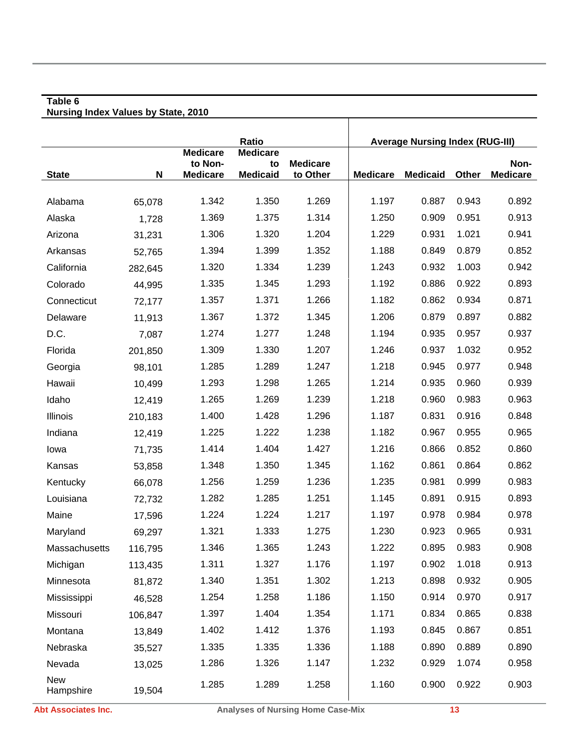**Table 6**
**Nursing Index Values by State, 2010**

| | | Ratio | | | Average Nursing Index (RUG-III) | | | |
|---|---|---|---|---|---|---|---|---|
| State | N | Medicare to Non-Medicare | Medicare to Medicaid | Medicare to Other | Medicare | Medicaid | Other | Non-Medicare |
| Alabama | 65,078 | 1.342 | 1.350 | 1.269 | 1.197 | 0.887 | 0.943 | 0.892 |
| Alaska | 1,728 | 1.369 | 1.375 | 1.314 | 1.250 | 0.909 | 0.951 | 0.913 |
| Arizona | 31,231 | 1.306 | 1.320 | 1.204 | 1.229 | 0.931 | 1.021 | 0.941 |
| Arkansas | 52,765 | 1.394 | 1.399 | 1.352 | 1.188 | 0.849 | 0.879 | 0.852 |
| California | 282,645 | 1.320 | 1.334 | 1.239 | 1.243 | 0.932 | 1.003 | 0.942 |
| Colorado | 44,995 | 1.335 | 1.345 | 1.293 | 1.192 | 0.886 | 0.922 | 0.893 |
| Connecticut | 72,177 | 1.357 | 1.371 | 1.266 | 1.182 | 0.862 | 0.934 | 0.871 |
| Delaware | 11,913 | 1.367 | 1.372 | 1.345 | 1.206 | 0.879 | 0.897 | 0.882 |
| D.C. | 7,087 | 1.274 | 1.277 | 1.248 | 1.194 | 0.935 | 0.957 | 0.937 |
| Florida | 201,850 | 1.309 | 1.330 | 1.207 | 1.246 | 0.937 | 1.032 | 0.952 |
| Georgia | 98,101 | 1.285 | 1.289 | 1.247 | 1.218 | 0.945 | 0.977 | 0.948 |
| Hawaii | 10,499 | 1.293 | 1.298 | 1.265 | 1.214 | 0.935 | 0.960 | 0.939 |
| Idaho | 12,419 | 1.265 | 1.269 | 1.239 | 1.218 | 0.960 | 0.983 | 0.963 |
| Illinois | 210,183 | 1.400 | 1.428 | 1.296 | 1.187 | 0.831 | 0.916 | 0.848 |
| Indiana | 12,419 | 1.225 | 1.222 | 1.238 | 1.182 | 0.967 | 0.955 | 0.965 |
| Iowa | 71,735 | 1.414 | 1.404 | 1.427 | 1.216 | 0.866 | 0.852 | 0.860 |
| Kansas | 53,858 | 1.348 | 1.350 | 1.345 | 1.162 | 0.861 | 0.864 | 0.862 |
| Kentucky | 66,078 | 1.256 | 1.259 | 1.236 | 1.235 | 0.981 | 0.999 | 0.983 |
| Louisiana | 72,732 | 1.282 | 1.285 | 1.251 | 1.145 | 0.891 | 0.915 | 0.893 |
| Maine | 17,596 | 1.224 | 1.224 | 1.217 | 1.197 | 0.978 | 0.984 | 0.978 |
| Maryland | 69,297 | 1.321 | 1.333 | 1.275 | 1.230 | 0.923 | 0.965 | 0.931 |
| Massachusetts | 116,795 | 1.346 | 1.365 | 1.243 | 1.222 | 0.895 | 0.983 | 0.908 |
| Michigan | 113,435 | 1.311 | 1.327 | 1.176 | 1.197 | 0.902 | 1.018 | 0.913 |
| Minnesota | 81,872 | 1.340 | 1.351 | 1.302 | 1.213 | 0.898 | 0.932 | 0.905 |
| Mississippi | 46,528 | 1.254 | 1.258 | 1.186 | 1.150 | 0.914 | 0.970 | 0.917 |
| Missouri | 106,847 | 1.397 | 1.404 | 1.354 | 1.171 | 0.834 | 0.865 | 0.838 |
| Montana | 13,849 | 1.402 | 1.412 | 1.376 | 1.193 | 0.845 | 0.867 | 0.851 |
| Nebraska | 35,527 | 1.335 | 1.335 | 1.336 | 1.188 | 0.890 | 0.889 | 0.890 |
| Nevada | 13,025 | 1.286 | 1.326 | 1.147 | 1.232 | 0.929 | 1.074 | 0.958 |
| New Hampshire | 19,504 | 1.285 | 1.289 | 1.258 | 1.160 | 0.900 | 0.922 | 0.903 |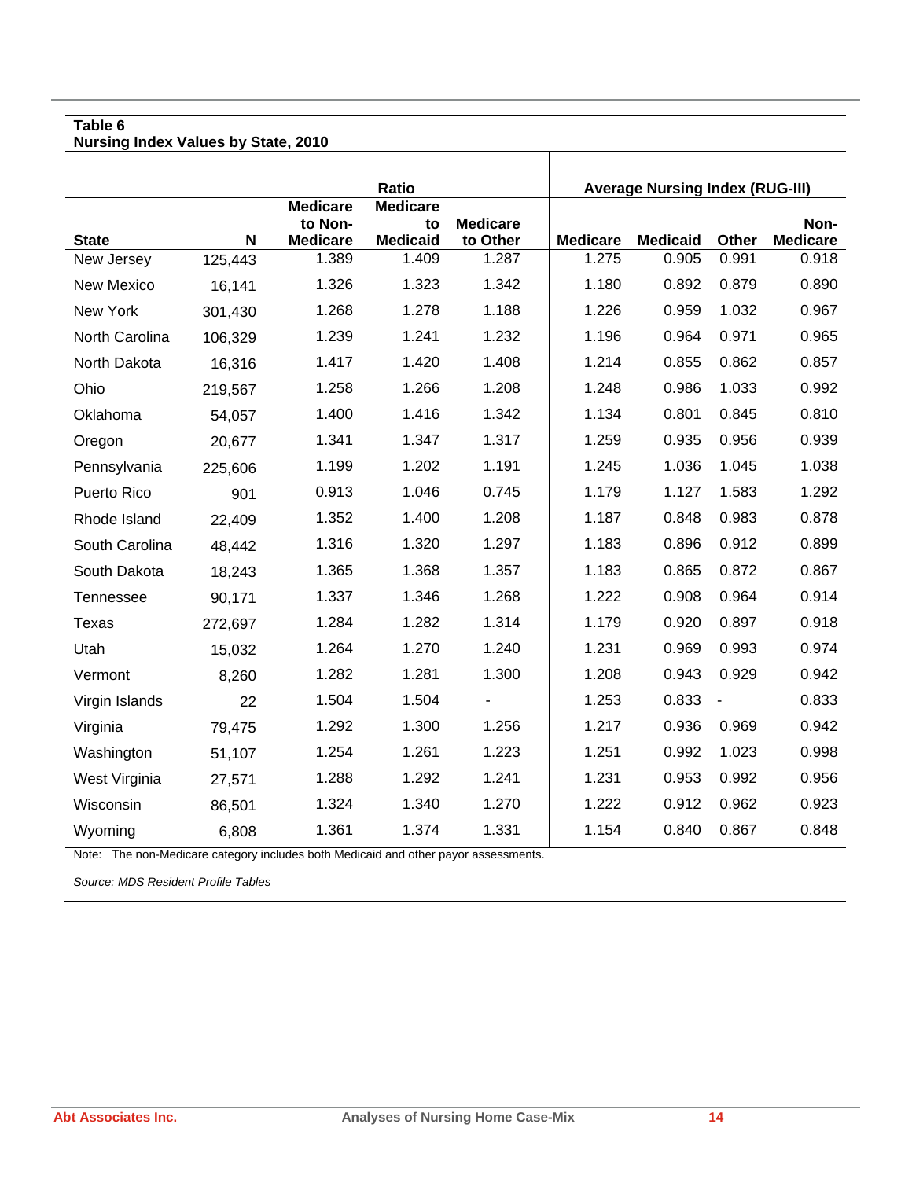**Table 6**
**Nursing Index Values by State, 2010**

| State | N | Ratio | | | Average Nursing Index (RUG-III) | | | |
|---|---|---|---|---|---|---|---|---|
| | | Medicare to Non-Medicare | Medicare to Medicaid | Medicare to Other | Medicare | Medicaid | Other | Non-Medicare |
| New Jersey | 125,443 | 1.389 | 1.409 | 1.287 | 1.275 | 0.905 | 0.991 | 0.918 |
| New Mexico | 16,141 | 1.326 | 1.323 | 1.342 | 1.180 | 0.892 | 0.879 | 0.890 |
| New York | 301,430 | 1.268 | 1.278 | 1.188 | 1.226 | 0.959 | 1.032 | 0.967 |
| North Carolina | 106,329 | 1.239 | 1.241 | 1.232 | 1.196 | 0.964 | 0.971 | 0.965 |
| North Dakota | 16,316 | 1.417 | 1.420 | 1.408 | 1.214 | 0.855 | 0.862 | 0.857 |
| Ohio | 219,567 | 1.258 | 1.266 | 1.208 | 1.248 | 0.986 | 1.033 | 0.992 |
| Oklahoma | 54,057 | 1.400 | 1.416 | 1.342 | 1.134 | 0.801 | 0.845 | 0.810 |
| Oregon | 20,677 | 1.341 | 1.347 | 1.317 | 1.259 | 0.935 | 0.956 | 0.939 |
| Pennsylvania | 225,606 | 1.199 | 1.202 | 1.191 | 1.245 | 1.036 | 1.045 | 1.038 |
| Puerto Rico | 901 | 0.913 | 1.046 | 0.745 | 1.179 | 1.127 | 1.583 | 1.292 |
| Rhode Island | 22,409 | 1.352 | 1.400 | 1.208 | 1.187 | 0.848 | 0.983 | 0.878 |
| South Carolina | 48,442 | 1.316 | 1.320 | 1.297 | 1.183 | 0.896 | 0.912 | 0.899 |
| South Dakota | 18,243 | 1.365 | 1.368 | 1.357 | 1.183 | 0.865 | 0.872 | 0.867 |
| Tennessee | 90,171 | 1.337 | 1.346 | 1.268 | 1.222 | 0.908 | 0.964 | 0.914 |
| Texas | 272,697 | 1.284 | 1.282 | 1.314 | 1.179 | 0.920 | 0.897 | 0.918 |
| Utah | 15,032 | 1.264 | 1.270 | 1.240 | 1.231 | 0.969 | 0.993 | 0.974 |
| Vermont | 8,260 | 1.282 | 1.281 | 1.300 | 1.208 | 0.943 | 0.929 | 0.942 |
| Virgin Islands | 22 | 1.504 | 1.504 | - | 1.253 | 0.833 | - | 0.833 |
| Virginia | 79,475 | 1.292 | 1.300 | 1.256 | 1.217 | 0.936 | 0.969 | 0.942 |
| Washington | 51,107 | 1.254 | 1.261 | 1.223 | 1.251 | 0.992 | 1.023 | 0.998 |
| West Virginia | 27,571 | 1.288 | 1.292 | 1.241 | 1.231 | 0.953 | 0.992 | 0.956 |
| Wisconsin | 86,501 | 1.324 | 1.340 | 1.270 | 1.222 | 0.912 | 0.962 | 0.923 |
| Wyoming | 6,808 | 1.361 | 1.374 | 1.331 | 1.154 | 0.840 | 0.867 | 0.848 |

Note: The non-Medicare category includes both Medicaid and other payor assessments.

*Source: MDS Resident Profile Tables*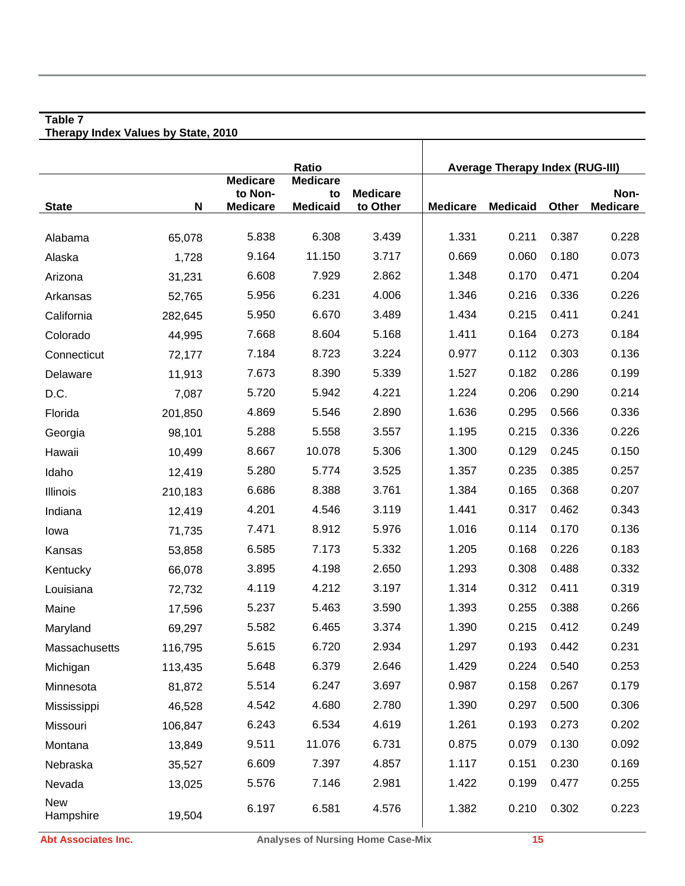**Table 7**
**Therapy Index Values by State, 2010**

| State | N | Ratio | | | Average Therapy Index (RUG-III) | | | |
|---|---|---|---|---|---|---|---|---|
| | | Medicare to Non-Medicare | Medicare to Medicaid | Medicare to Other | Medicare | Medicaid | Other | Non-Medicare |
| Alabama | 65,078 | 5.838 | 6.308 | 3.439 | 1.331 | 0.211 | 0.387 | 0.228 |
| Alaska | 1,728 | 9.164 | 11.150 | 3.717 | 0.669 | 0.060 | 0.180 | 0.073 |
| Arizona | 31,231 | 6.608 | 7.929 | 2.862 | 1.348 | 0.170 | 0.471 | 0.204 |
| Arkansas | 52,765 | 5.956 | 6.231 | 4.006 | 1.346 | 0.216 | 0.336 | 0.226 |
| California | 282,645 | 5.950 | 6.670 | 3.489 | 1.434 | 0.215 | 0.411 | 0.241 |
| Colorado | 44,995 | 7.668 | 8.604 | 5.168 | 1.411 | 0.164 | 0.273 | 0.184 |
| Connecticut | 72,177 | 7.184 | 8.723 | 3.224 | 0.977 | 0.112 | 0.303 | 0.136 |
| Delaware | 11,913 | 7.673 | 8.390 | 5.339 | 1.527 | 0.182 | 0.286 | 0.199 |
| D.C. | 7,087 | 5.720 | 5.942 | 4.221 | 1.224 | 0.206 | 0.290 | 0.214 |
| Florida | 201,850 | 4.869 | 5.546 | 2.890 | 1.636 | 0.295 | 0.566 | 0.336 |
| Georgia | 98,101 | 5.288 | 5.558 | 3.557 | 1.195 | 0.215 | 0.336 | 0.226 |
| Hawaii | 10,499 | 8.667 | 10.078 | 5.306 | 1.300 | 0.129 | 0.245 | 0.150 |
| Idaho | 12,419 | 5.280 | 5.774 | 3.525 | 1.357 | 0.235 | 0.385 | 0.257 |
| Illinois | 210,183 | 6.686 | 8.388 | 3.761 | 1.384 | 0.165 | 0.368 | 0.207 |
| Indiana | 12,419 | 4.201 | 4.546 | 3.119 | 1.441 | 0.317 | 0.462 | 0.343 |
| Iowa | 71,735 | 7.471 | 8.912 | 5.976 | 1.016 | 0.114 | 0.170 | 0.136 |
| Kansas | 53,858 | 6.585 | 7.173 | 5.332 | 1.205 | 0.168 | 0.226 | 0.183 |
| Kentucky | 66,078 | 3.895 | 4.198 | 2.650 | 1.293 | 0.308 | 0.488 | 0.332 |
| Louisiana | 72,732 | 4.119 | 4.212 | 3.197 | 1.314 | 0.312 | 0.411 | 0.319 |
| Maine | 17,596 | 5.237 | 5.463 | 3.590 | 1.393 | 0.255 | 0.388 | 0.266 |
| Maryland | 69,297 | 5.582 | 6.465 | 3.374 | 1.390 | 0.215 | 0.412 | 0.249 |
| Massachusetts | 116,795 | 5.615 | 6.720 | 2.934 | 1.297 | 0.193 | 0.442 | 0.231 |
| Michigan | 113,435 | 5.648 | 6.379 | 2.646 | 1.429 | 0.224 | 0.540 | 0.253 |
| Minnesota | 81,872 | 5.514 | 6.247 | 3.697 | 0.987 | 0.158 | 0.267 | 0.179 |
| Mississippi | 46,528 | 4.542 | 4.680 | 2.780 | 1.390 | 0.297 | 0.500 | 0.306 |
| Missouri | 106,847 | 6.243 | 6.534 | 4.619 | 1.261 | 0.193 | 0.273 | 0.202 |
| Montana | 13,849 | 9.511 | 11.076 | 6.731 | 0.875 | 0.079 | 0.130 | 0.092 |
| Nebraska | 35,527 | 6.609 | 7.397 | 4.857 | 1.117 | 0.151 | 0.230 | 0.169 |
| Nevada | 13,025 | 5.576 | 7.146 | 2.981 | 1.422 | 0.199 | 0.477 | 0.255 |
| New Hampshire | 19,504 | 6.197 | 6.581 | 4.576 | 1.382 | 0.210 | 0.302 | 0.223 |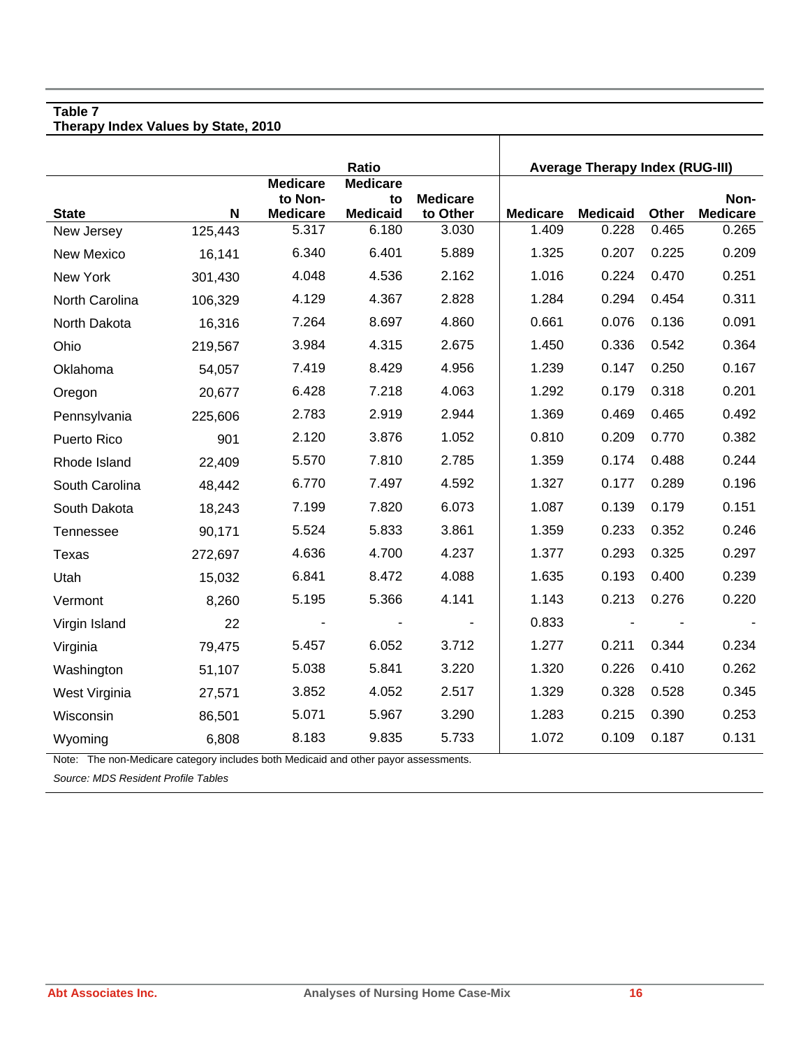**Table 7**
**Therapy Index Values by State, 2010**

| | | Ratio | | | Average Therapy Index (RUG-III) | | | |
|---|---|---|---|---|---|---|---|---|
| State | N | Medicare to Non-Medicare | Medicare to Medicaid | Medicare to Other | Medicare | Medicaid | Other | Non-Medicare |
| New Jersey | 125,443 | 5.317 | 6.180 | 3.030 | 1.409 | 0.228 | 0.465 | 0.265 |
| New Mexico | 16,141 | 6.340 | 6.401 | 5.889 | 1.325 | 0.207 | 0.225 | 0.209 |
| New York | 301,430 | 4.048 | 4.536 | 2.162 | 1.016 | 0.224 | 0.470 | 0.251 |
| North Carolina | 106,329 | 4.129 | 4.367 | 2.828 | 1.284 | 0.294 | 0.454 | 0.311 |
| North Dakota | 16,316 | 7.264 | 8.697 | 4.860 | 0.661 | 0.076 | 0.136 | 0.091 |
| Ohio | 219,567 | 3.984 | 4.315 | 2.675 | 1.450 | 0.336 | 0.542 | 0.364 |
| Oklahoma | 54,057 | 7.419 | 8.429 | 4.956 | 1.239 | 0.147 | 0.250 | 0.167 |
| Oregon | 20,677 | 6.428 | 7.218 | 4.063 | 1.292 | 0.179 | 0.318 | 0.201 |
| Pennsylvania | 225,606 | 2.783 | 2.919 | 2.944 | 1.369 | 0.469 | 0.465 | 0.492 |
| Puerto Rico | 901 | 2.120 | 3.876 | 1.052 | 0.810 | 0.209 | 0.770 | 0.382 |
| Rhode Island | 22,409 | 5.570 | 7.810 | 2.785 | 1.359 | 0.174 | 0.488 | 0.244 |
| South Carolina | 48,442 | 6.770 | 7.497 | 4.592 | 1.327 | 0.177 | 0.289 | 0.196 |
| South Dakota | 18,243 | 7.199 | 7.820 | 6.073 | 1.087 | 0.139 | 0.179 | 0.151 |
| Tennessee | 90,171 | 5.524 | 5.833 | 3.861 | 1.359 | 0.233 | 0.352 | 0.246 |
| Texas | 272,697 | 4.636 | 4.700 | 4.237 | 1.377 | 0.293 | 0.325 | 0.297 |
| Utah | 15,032 | 6.841 | 8.472 | 4.088 | 1.635 | 0.193 | 0.400 | 0.239 |
| Vermont | 8,260 | 5.195 | 5.366 | 4.141 | 1.143 | 0.213 | 0.276 | 0.220 |
| Virgin Island | 22 | - | - | - | 0.833 | - | - | - |
| Virginia | 79,475 | 5.457 | 6.052 | 3.712 | 1.277 | 0.211 | 0.344 | 0.234 |
| Washington | 51,107 | 5.038 | 5.841 | 3.220 | 1.320 | 0.226 | 0.410 | 0.262 |
| West Virginia | 27,571 | 3.852 | 4.052 | 2.517 | 1.329 | 0.328 | 0.528 | 0.345 |
| Wisconsin | 86,501 | 5.071 | 5.967 | 3.290 | 1.283 | 0.215 | 0.390 | 0.253 |
| Wyoming | 6,808 | 8.183 | 9.835 | 5.733 | 1.072 | 0.109 | 0.187 | 0.131 |

Note: The non-Medicare category includes both Medicaid and other payor assessments.

*Source: MDS Resident Profile Tables*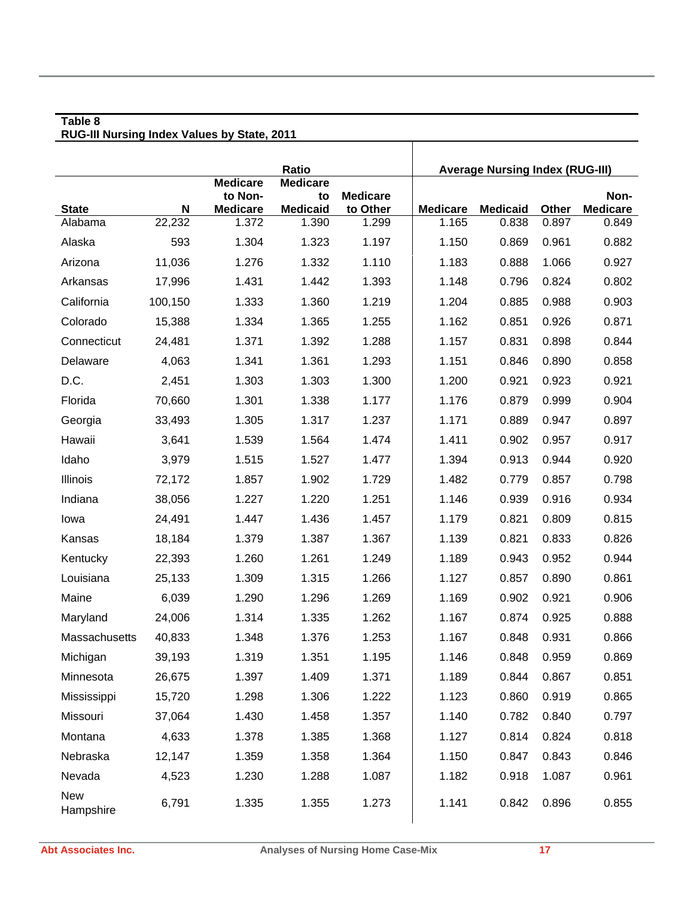**Table 8**
**RUG-III Nursing Index Values by State, 2011**

| | | Ratio | | | Average Nursing Index (RUG-III) | | | |
|---|---|---|---|---|---|---|---|---|
| State | N | Medicare to Non-Medicare | Medicare to Medicaid | Medicare to Other | Medicare | Medicaid | Other | Non-Medicare |
| Alabama | 22,232 | 1.372 | 1.390 | 1.299 | 1.165 | 0.838 | 0.897 | 0.849 |
| Alaska | 593 | 1.304 | 1.323 | 1.197 | 1.150 | 0.869 | 0.961 | 0.882 |
| Arizona | 11,036 | 1.276 | 1.332 | 1.110 | 1.183 | 0.888 | 1.066 | 0.927 |
| Arkansas | 17,996 | 1.431 | 1.442 | 1.393 | 1.148 | 0.796 | 0.824 | 0.802 |
| California | 100,150 | 1.333 | 1.360 | 1.219 | 1.204 | 0.885 | 0.988 | 0.903 |
| Colorado | 15,388 | 1.334 | 1.365 | 1.255 | 1.162 | 0.851 | 0.926 | 0.871 |
| Connecticut | 24,481 | 1.371 | 1.392 | 1.288 | 1.157 | 0.831 | 0.898 | 0.844 |
| Delaware | 4,063 | 1.341 | 1.361 | 1.293 | 1.151 | 0.846 | 0.890 | 0.858 |
| D.C. | 2,451 | 1.303 | 1.303 | 1.300 | 1.200 | 0.921 | 0.923 | 0.921 |
| Florida | 70,660 | 1.301 | 1.338 | 1.177 | 1.176 | 0.879 | 0.999 | 0.904 |
| Georgia | 33,493 | 1.305 | 1.317 | 1.237 | 1.171 | 0.889 | 0.947 | 0.897 |
| Hawaii | 3,641 | 1.539 | 1.564 | 1.474 | 1.411 | 0.902 | 0.957 | 0.917 |
| Idaho | 3,979 | 1.515 | 1.527 | 1.477 | 1.394 | 0.913 | 0.944 | 0.920 |
| Illinois | 72,172 | 1.857 | 1.902 | 1.729 | 1.482 | 0.779 | 0.857 | 0.798 |
| Indiana | 38,056 | 1.227 | 1.220 | 1.251 | 1.146 | 0.939 | 0.916 | 0.934 |
| Iowa | 24,491 | 1.447 | 1.436 | 1.457 | 1.179 | 0.821 | 0.809 | 0.815 |
| Kansas | 18,184 | 1.379 | 1.387 | 1.367 | 1.139 | 0.821 | 0.833 | 0.826 |
| Kentucky | 22,393 | 1.260 | 1.261 | 1.249 | 1.189 | 0.943 | 0.952 | 0.944 |
| Louisiana | 25,133 | 1.309 | 1.315 | 1.266 | 1.127 | 0.857 | 0.890 | 0.861 |
| Maine | 6,039 | 1.290 | 1.296 | 1.269 | 1.169 | 0.902 | 0.921 | 0.906 |
| Maryland | 24,006 | 1.314 | 1.335 | 1.262 | 1.167 | 0.874 | 0.925 | 0.888 |
| Massachusetts | 40,833 | 1.348 | 1.376 | 1.253 | 1.167 | 0.848 | 0.931 | 0.866 |
| Michigan | 39,193 | 1.319 | 1.351 | 1.195 | 1.146 | 0.848 | 0.959 | 0.869 |
| Minnesota | 26,675 | 1.397 | 1.409 | 1.371 | 1.189 | 0.844 | 0.867 | 0.851 |
| Mississippi | 15,720 | 1.298 | 1.306 | 1.222 | 1.123 | 0.860 | 0.919 | 0.865 |
| Missouri | 37,064 | 1.430 | 1.458 | 1.357 | 1.140 | 0.782 | 0.840 | 0.797 |
| Montana | 4,633 | 1.378 | 1.385 | 1.368 | 1.127 | 0.814 | 0.824 | 0.818 |
| Nebraska | 12,147 | 1.359 | 1.358 | 1.364 | 1.150 | 0.847 | 0.843 | 0.846 |
| Nevada | 4,523 | 1.230 | 1.288 | 1.087 | 1.182 | 0.918 | 1.087 | 0.961 |
| New Hampshire | 6,791 | 1.335 | 1.355 | 1.273 | 1.141 | 0.842 | 0.896 | 0.855 |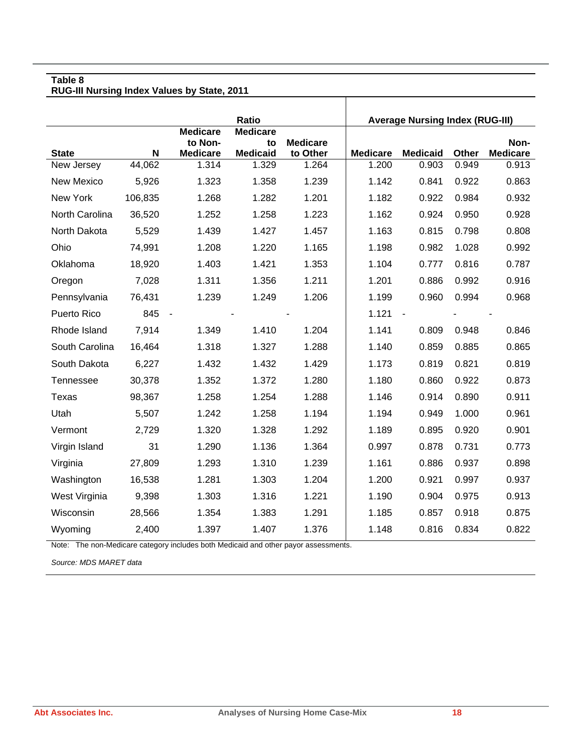**Table 8**
**RUG-III Nursing Index Values by State, 2011**

| State | N | Ratio: Medicare to Non-Medicare | Ratio: Medicare to Medicaid | Ratio: Medicare to Other | Average Nursing Index (RUG-III): Medicare | Average Nursing Index (RUG-III): Medicaid | Average Nursing Index (RUG-III): Other | Average Nursing Index (RUG-III): Non-Medicare |
|---|---|---|---|---|---|---|---|---|
| New Jersey | 44,062 | 1.314 | 1.329 | 1.264 | 1.200 | 0.903 | 0.949 | 0.913 |
| New Mexico | 5,926 | 1.323 | 1.358 | 1.239 | 1.142 | 0.841 | 0.922 | 0.863 |
| New York | 106,835 | 1.268 | 1.282 | 1.201 | 1.182 | 0.922 | 0.984 | 0.932 |
| North Carolina | 36,520 | 1.252 | 1.258 | 1.223 | 1.162 | 0.924 | 0.950 | 0.928 |
| North Dakota | 5,529 | 1.439 | 1.427 | 1.457 | 1.163 | 0.815 | 0.798 | 0.808 |
| Ohio | 74,991 | 1.208 | 1.220 | 1.165 | 1.198 | 0.982 | 1.028 | 0.992 |
| Oklahoma | 18,920 | 1.403 | 1.421 | 1.353 | 1.104 | 0.777 | 0.816 | 0.787 |
| Oregon | 7,028 | 1.311 | 1.356 | 1.211 | 1.201 | 0.886 | 0.992 | 0.916 |
| Pennsylvania | 76,431 | 1.239 | 1.249 | 1.206 | 1.199 | 0.960 | 0.994 | 0.968 |
| Puerto Rico | 845 | - | - | - | 1.121 | - | - | - |
| Rhode Island | 7,914 | 1.349 | 1.410 | 1.204 | 1.141 | 0.809 | 0.948 | 0.846 |
| South Carolina | 16,464 | 1.318 | 1.327 | 1.288 | 1.140 | 0.859 | 0.885 | 0.865 |
| South Dakota | 6,227 | 1.432 | 1.432 | 1.429 | 1.173 | 0.819 | 0.821 | 0.819 |
| Tennessee | 30,378 | 1.352 | 1.372 | 1.280 | 1.180 | 0.860 | 0.922 | 0.873 |
| Texas | 98,367 | 1.258 | 1.254 | 1.288 | 1.146 | 0.914 | 0.890 | 0.911 |
| Utah | 5,507 | 1.242 | 1.258 | 1.194 | 1.194 | 0.949 | 1.000 | 0.961 |
| Vermont | 2,729 | 1.320 | 1.328 | 1.292 | 1.189 | 0.895 | 0.920 | 0.901 |
| Virgin Island | 31 | 1.290 | 1.136 | 1.364 | 0.997 | 0.878 | 0.731 | 0.773 |
| Virginia | 27,809 | 1.293 | 1.310 | 1.239 | 1.161 | 0.886 | 0.937 | 0.898 |
| Washington | 16,538 | 1.281 | 1.303 | 1.204 | 1.200 | 0.921 | 0.997 | 0.937 |
| West Virginia | 9,398 | 1.303 | 1.316 | 1.221 | 1.190 | 0.904 | 0.975 | 0.913 |
| Wisconsin | 28,566 | 1.354 | 1.383 | 1.291 | 1.185 | 0.857 | 0.918 | 0.875 |
| Wyoming | 2,400 | 1.397 | 1.407 | 1.376 | 1.148 | 0.816 | 0.834 | 0.822 |

Note: The non-Medicare category includes both Medicaid and other payor assessments.

*Source: MDS MARET data*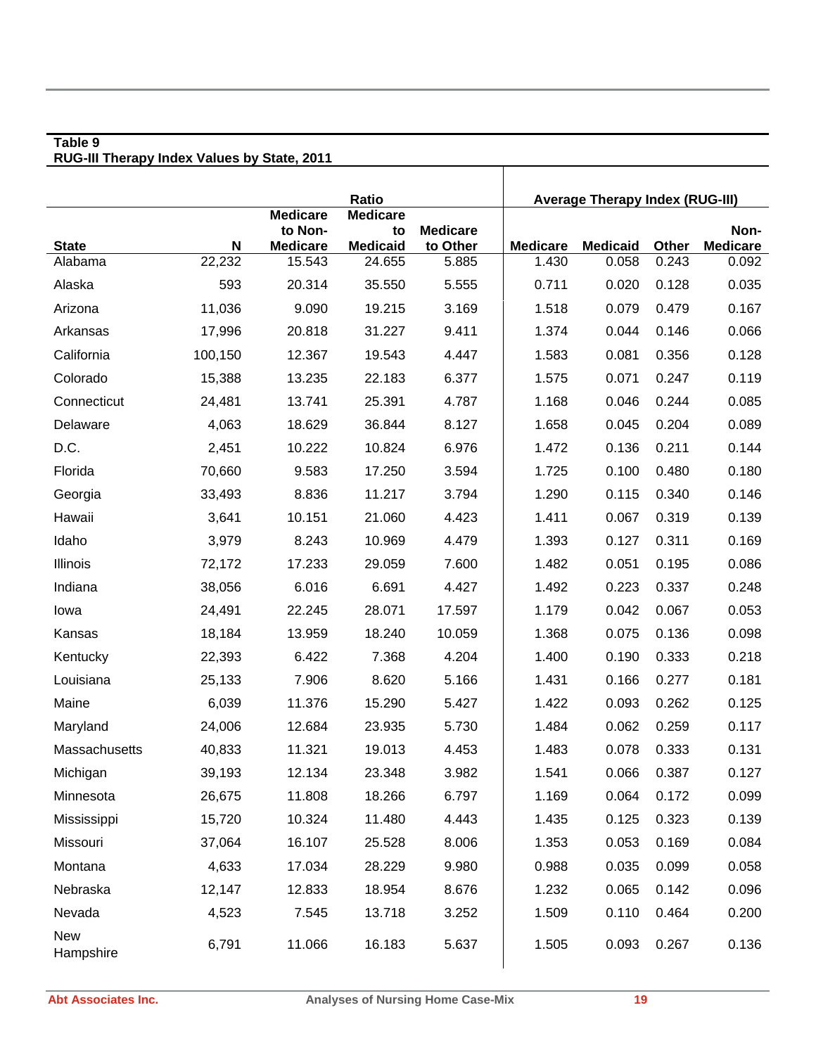**Table 9**
**RUG-III Therapy Index Values by State, 2011**

| State | N | Ratio | | | Average Therapy Index (RUG-III) | | | |
|---|---|---|---|---|---|---|---|---|
| | | Medicare to Non-Medicare | Medicare to Medicaid | Medicare to Other | Medicare | Medicaid | Other | Non-Medicare |
| Alabama | 22,232 | 15.543 | 24.655 | 5.885 | 1.430 | 0.058 | 0.243 | 0.092 |
| Alaska | 593 | 20.314 | 35.550 | 5.555 | 0.711 | 0.020 | 0.128 | 0.035 |
| Arizona | 11,036 | 9.090 | 19.215 | 3.169 | 1.518 | 0.079 | 0.479 | 0.167 |
| Arkansas | 17,996 | 20.818 | 31.227 | 9.411 | 1.374 | 0.044 | 0.146 | 0.066 |
| California | 100,150 | 12.367 | 19.543 | 4.447 | 1.583 | 0.081 | 0.356 | 0.128 |
| Colorado | 15,388 | 13.235 | 22.183 | 6.377 | 1.575 | 0.071 | 0.247 | 0.119 |
| Connecticut | 24,481 | 13.741 | 25.391 | 4.787 | 1.168 | 0.046 | 0.244 | 0.085 |
| Delaware | 4,063 | 18.629 | 36.844 | 8.127 | 1.658 | 0.045 | 0.204 | 0.089 |
| D.C. | 2,451 | 10.222 | 10.824 | 6.976 | 1.472 | 0.136 | 0.211 | 0.144 |
| Florida | 70,660 | 9.583 | 17.250 | 3.594 | 1.725 | 0.100 | 0.480 | 0.180 |
| Georgia | 33,493 | 8.836 | 11.217 | 3.794 | 1.290 | 0.115 | 0.340 | 0.146 |
| Hawaii | 3,641 | 10.151 | 21.060 | 4.423 | 1.411 | 0.067 | 0.319 | 0.139 |
| Idaho | 3,979 | 8.243 | 10.969 | 4.479 | 1.393 | 0.127 | 0.311 | 0.169 |
| Illinois | 72,172 | 17.233 | 29.059 | 7.600 | 1.482 | 0.051 | 0.195 | 0.086 |
| Indiana | 38,056 | 6.016 | 6.691 | 4.427 | 1.492 | 0.223 | 0.337 | 0.248 |
| Iowa | 24,491 | 22.245 | 28.071 | 17.597 | 1.179 | 0.042 | 0.067 | 0.053 |
| Kansas | 18,184 | 13.959 | 18.240 | 10.059 | 1.368 | 0.075 | 0.136 | 0.098 |
| Kentucky | 22,393 | 6.422 | 7.368 | 4.204 | 1.400 | 0.190 | 0.333 | 0.218 |
| Louisiana | 25,133 | 7.906 | 8.620 | 5.166 | 1.431 | 0.166 | 0.277 | 0.181 |
| Maine | 6,039 | 11.376 | 15.290 | 5.427 | 1.422 | 0.093 | 0.262 | 0.125 |
| Maryland | 24,006 | 12.684 | 23.935 | 5.730 | 1.484 | 0.062 | 0.259 | 0.117 |
| Massachusetts | 40,833 | 11.321 | 19.013 | 4.453 | 1.483 | 0.078 | 0.333 | 0.131 |
| Michigan | 39,193 | 12.134 | 23.348 | 3.982 | 1.541 | 0.066 | 0.387 | 0.127 |
| Minnesota | 26,675 | 11.808 | 18.266 | 6.797 | 1.169 | 0.064 | 0.172 | 0.099 |
| Mississippi | 15,720 | 10.324 | 11.480 | 4.443 | 1.435 | 0.125 | 0.323 | 0.139 |
| Missouri | 37,064 | 16.107 | 25.528 | 8.006 | 1.353 | 0.053 | 0.169 | 0.084 |
| Montana | 4,633 | 17.034 | 28.229 | 9.980 | 0.988 | 0.035 | 0.099 | 0.058 |
| Nebraska | 12,147 | 12.833 | 18.954 | 8.676 | 1.232 | 0.065 | 0.142 | 0.096 |
| Nevada | 4,523 | 7.545 | 13.718 | 3.252 | 1.509 | 0.110 | 0.464 | 0.200 |
| New Hampshire | 6,791 | 11.066 | 16.183 | 5.637 | 1.505 | 0.093 | 0.267 | 0.136 |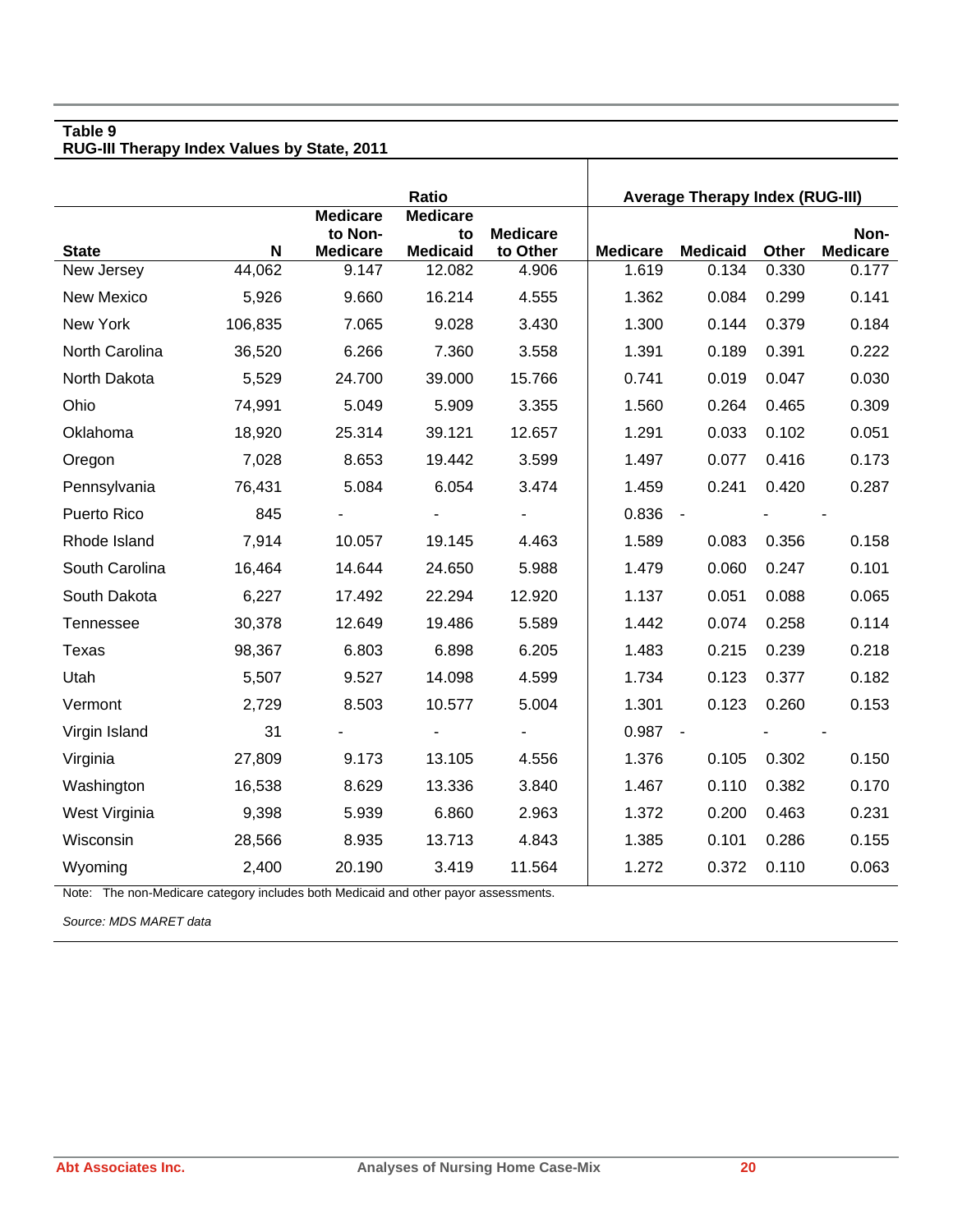**Table 9**
**RUG-III Therapy Index Values by State, 2011**

| | | Ratio | | | Average Therapy Index (RUG-III) | | | |
|---|---|---|---|---|---|---|---|---|
| **State** | **N** | **Medicare to Non-Medicare** | **Medicare to Medicaid** | **Medicare to Other** | **Medicare** | **Medicaid** | **Other** | **Non-Medicare** |
| New Jersey | 44,062 | 9.147 | 12.082 | 4.906 | 1.619 | 0.134 | 0.330 | 0.177 |
| New Mexico | 5,926 | 9.660 | 16.214 | 4.555 | 1.362 | 0.084 | 0.299 | 0.141 |
| New York | 106,835 | 7.065 | 9.028 | 3.430 | 1.300 | 0.144 | 0.379 | 0.184 |
| North Carolina | 36,520 | 6.266 | 7.360 | 3.558 | 1.391 | 0.189 | 0.391 | 0.222 |
| North Dakota | 5,529 | 24.700 | 39.000 | 15.766 | 0.741 | 0.019 | 0.047 | 0.030 |
| Ohio | 74,991 | 5.049 | 5.909 | 3.355 | 1.560 | 0.264 | 0.465 | 0.309 |
| Oklahoma | 18,920 | 25.314 | 39.121 | 12.657 | 1.291 | 0.033 | 0.102 | 0.051 |
| Oregon | 7,028 | 8.653 | 19.442 | 3.599 | 1.497 | 0.077 | 0.416 | 0.173 |
| Pennsylvania | 76,431 | 5.084 | 6.054 | 3.474 | 1.459 | 0.241 | 0.420 | 0.287 |
| Puerto Rico | 845 | - | - | - | 0.836 | - | - | - |
| Rhode Island | 7,914 | 10.057 | 19.145 | 4.463 | 1.589 | 0.083 | 0.356 | 0.158 |
| South Carolina | 16,464 | 14.644 | 24.650 | 5.988 | 1.479 | 0.060 | 0.247 | 0.101 |
| South Dakota | 6,227 | 17.492 | 22.294 | 12.920 | 1.137 | 0.051 | 0.088 | 0.065 |
| Tennessee | 30,378 | 12.649 | 19.486 | 5.589 | 1.442 | 0.074 | 0.258 | 0.114 |
| Texas | 98,367 | 6.803 | 6.898 | 6.205 | 1.483 | 0.215 | 0.239 | 0.218 |
| Utah | 5,507 | 9.527 | 14.098 | 4.599 | 1.734 | 0.123 | 0.377 | 0.182 |
| Vermont | 2,729 | 8.503 | 10.577 | 5.004 | 1.301 | 0.123 | 0.260 | 0.153 |
| Virgin Island | 31 | - | - | - | 0.987 | - | - | - |
| Virginia | 27,809 | 9.173 | 13.105 | 4.556 | 1.376 | 0.105 | 0.302 | 0.150 |
| Washington | 16,538 | 8.629 | 13.336 | 3.840 | 1.467 | 0.110 | 0.382 | 0.170 |
| West Virginia | 9,398 | 5.939 | 6.860 | 2.963 | 1.372 | 0.200 | 0.463 | 0.231 |
| Wisconsin | 28,566 | 8.935 | 13.713 | 4.843 | 1.385 | 0.101 | 0.286 | 0.155 |
| Wyoming | 2,400 | 20.190 | 3.419 | 11.564 | 1.272 | 0.372 | 0.110 | 0.063 |

Note: The non-Medicare category includes both Medicaid and other payor assessments.

*Source: MDS MARET data*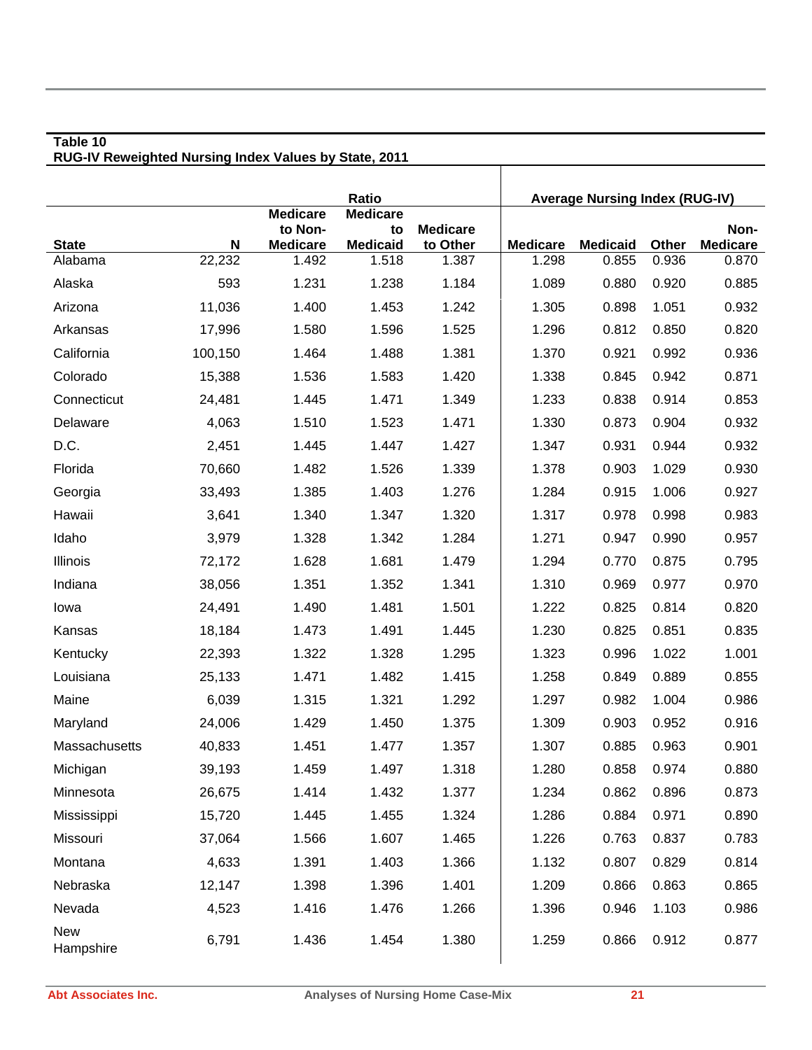**Table 10**
**RUG-IV Reweighted Nursing Index Values by State, 2011**

| | | Ratio | | | Average Nursing Index (RUG-IV) | | | |
|---|---|---|---|---|---|---|---|---|
| State | N | Medicare to Non-Medicare | Medicare to Medicaid | Medicare to Other | Medicare | Medicaid | Other | Non-Medicare |
| Alabama | 22,232 | 1.492 | 1.518 | 1.387 | 1.298 | 0.855 | 0.936 | 0.870 |
| Alaska | 593 | 1.231 | 1.238 | 1.184 | 1.089 | 0.880 | 0.920 | 0.885 |
| Arizona | 11,036 | 1.400 | 1.453 | 1.242 | 1.305 | 0.898 | 1.051 | 0.932 |
| Arkansas | 17,996 | 1.580 | 1.596 | 1.525 | 1.296 | 0.812 | 0.850 | 0.820 |
| California | 100,150 | 1.464 | 1.488 | 1.381 | 1.370 | 0.921 | 0.992 | 0.936 |
| Colorado | 15,388 | 1.536 | 1.583 | 1.420 | 1.338 | 0.845 | 0.942 | 0.871 |
| Connecticut | 24,481 | 1.445 | 1.471 | 1.349 | 1.233 | 0.838 | 0.914 | 0.853 |
| Delaware | 4,063 | 1.510 | 1.523 | 1.471 | 1.330 | 0.873 | 0.904 | 0.932 |
| D.C. | 2,451 | 1.445 | 1.447 | 1.427 | 1.347 | 0.931 | 0.944 | 0.932 |
| Florida | 70,660 | 1.482 | 1.526 | 1.339 | 1.378 | 0.903 | 1.029 | 0.930 |
| Georgia | 33,493 | 1.385 | 1.403 | 1.276 | 1.284 | 0.915 | 1.006 | 0.927 |
| Hawaii | 3,641 | 1.340 | 1.347 | 1.320 | 1.317 | 0.978 | 0.998 | 0.983 |
| Idaho | 3,979 | 1.328 | 1.342 | 1.284 | 1.271 | 0.947 | 0.990 | 0.957 |
| Illinois | 72,172 | 1.628 | 1.681 | 1.479 | 1.294 | 0.770 | 0.875 | 0.795 |
| Indiana | 38,056 | 1.351 | 1.352 | 1.341 | 1.310 | 0.969 | 0.977 | 0.970 |
| Iowa | 24,491 | 1.490 | 1.481 | 1.501 | 1.222 | 0.825 | 0.814 | 0.820 |
| Kansas | 18,184 | 1.473 | 1.491 | 1.445 | 1.230 | 0.825 | 0.851 | 0.835 |
| Kentucky | 22,393 | 1.322 | 1.328 | 1.295 | 1.323 | 0.996 | 1.022 | 1.001 |
| Louisiana | 25,133 | 1.471 | 1.482 | 1.415 | 1.258 | 0.849 | 0.889 | 0.855 |
| Maine | 6,039 | 1.315 | 1.321 | 1.292 | 1.297 | 0.982 | 1.004 | 0.986 |
| Maryland | 24,006 | 1.429 | 1.450 | 1.375 | 1.309 | 0.903 | 0.952 | 0.916 |
| Massachusetts | 40,833 | 1.451 | 1.477 | 1.357 | 1.307 | 0.885 | 0.963 | 0.901 |
| Michigan | 39,193 | 1.459 | 1.497 | 1.318 | 1.280 | 0.858 | 0.974 | 0.880 |
| Minnesota | 26,675 | 1.414 | 1.432 | 1.377 | 1.234 | 0.862 | 0.896 | 0.873 |
| Mississippi | 15,720 | 1.445 | 1.455 | 1.324 | 1.286 | 0.884 | 0.971 | 0.890 |
| Missouri | 37,064 | 1.566 | 1.607 | 1.465 | 1.226 | 0.763 | 0.837 | 0.783 |
| Montana | 4,633 | 1.391 | 1.403 | 1.366 | 1.132 | 0.807 | 0.829 | 0.814 |
| Nebraska | 12,147 | 1.398 | 1.396 | 1.401 | 1.209 | 0.866 | 0.863 | 0.865 |
| Nevada | 4,523 | 1.416 | 1.476 | 1.266 | 1.396 | 0.946 | 1.103 | 0.986 |
| New Hampshire | 6,791 | 1.436 | 1.454 | 1.380 | 1.259 | 0.866 | 0.912 | 0.877 |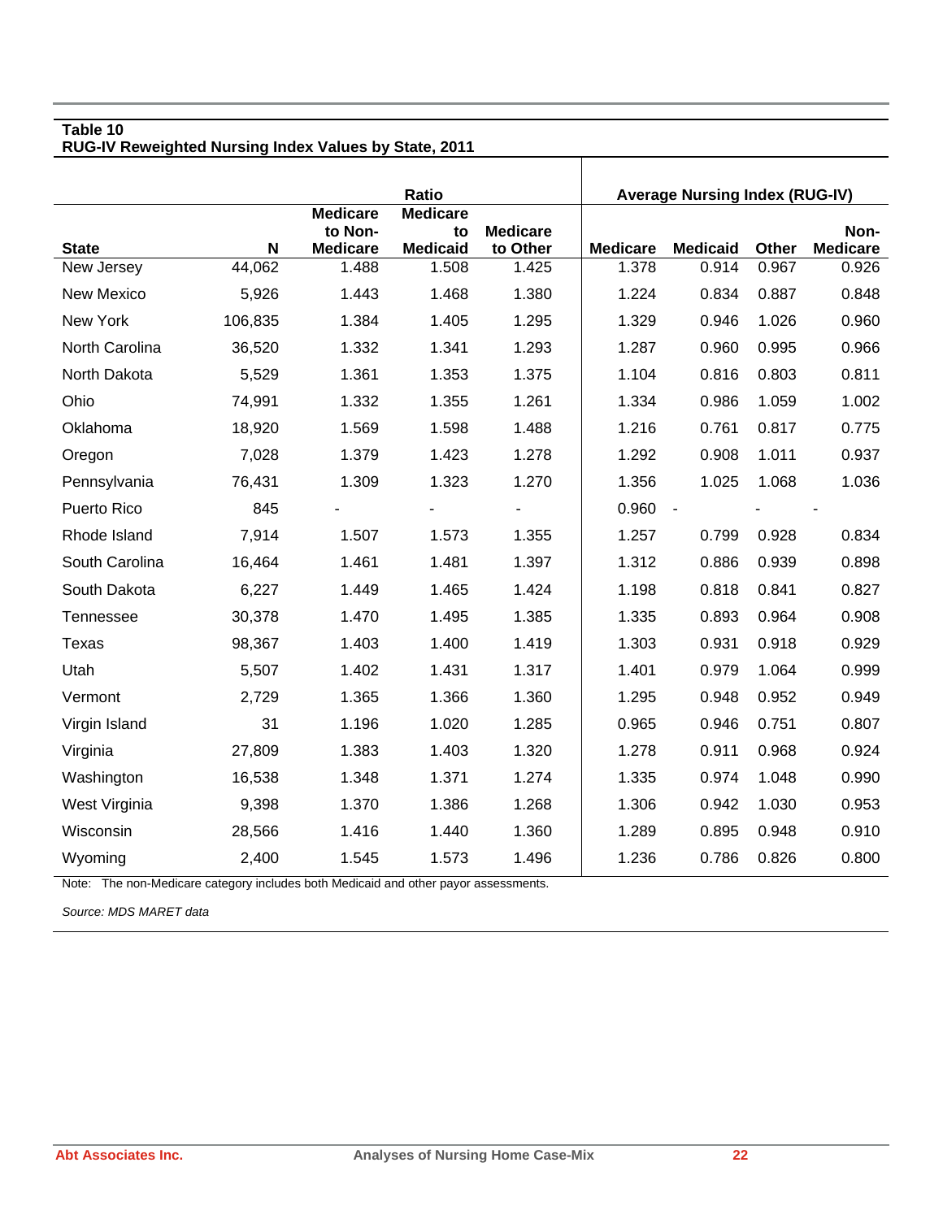**Table 10**
**RUG-IV Reweighted Nursing Index Values by State, 2011**

| | | Ratio | | | Average Nursing Index (RUG-IV) | | | |
|---|---|---|---|---|---|---|---|---|
| **State** | **N** | **Medicare to Non-Medicare** | **Medicare to Medicaid** | **Medicare to Other** | **Medicare** | **Medicaid** | **Other** | **Non-Medicare** |
| New Jersey | 44,062 | 1.488 | 1.508 | 1.425 | 1.378 | 0.914 | 0.967 | 0.926 |
| New Mexico | 5,926 | 1.443 | 1.468 | 1.380 | 1.224 | 0.834 | 0.887 | 0.848 |
| New York | 106,835 | 1.384 | 1.405 | 1.295 | 1.329 | 0.946 | 1.026 | 0.960 |
| North Carolina | 36,520 | 1.332 | 1.341 | 1.293 | 1.287 | 0.960 | 0.995 | 0.966 |
| North Dakota | 5,529 | 1.361 | 1.353 | 1.375 | 1.104 | 0.816 | 0.803 | 0.811 |
| Ohio | 74,991 | 1.332 | 1.355 | 1.261 | 1.334 | 0.986 | 1.059 | 1.002 |
| Oklahoma | 18,920 | 1.569 | 1.598 | 1.488 | 1.216 | 0.761 | 0.817 | 0.775 |
| Oregon | 7,028 | 1.379 | 1.423 | 1.278 | 1.292 | 0.908 | 1.011 | 0.937 |
| Pennsylvania | 76,431 | 1.309 | 1.323 | 1.270 | 1.356 | 1.025 | 1.068 | 1.036 |
| Puerto Rico | 845 | - | - | - | 0.960 | - | - | - |
| Rhode Island | 7,914 | 1.507 | 1.573 | 1.355 | 1.257 | 0.799 | 0.928 | 0.834 |
| South Carolina | 16,464 | 1.461 | 1.481 | 1.397 | 1.312 | 0.886 | 0.939 | 0.898 |
| South Dakota | 6,227 | 1.449 | 1.465 | 1.424 | 1.198 | 0.818 | 0.841 | 0.827 |
| Tennessee | 30,378 | 1.470 | 1.495 | 1.385 | 1.335 | 0.893 | 0.964 | 0.908 |
| Texas | 98,367 | 1.403 | 1.400 | 1.419 | 1.303 | 0.931 | 0.918 | 0.929 |
| Utah | 5,507 | 1.402 | 1.431 | 1.317 | 1.401 | 0.979 | 1.064 | 0.999 |
| Vermont | 2,729 | 1.365 | 1.366 | 1.360 | 1.295 | 0.948 | 0.952 | 0.949 |
| Virgin Island | 31 | 1.196 | 1.020 | 1.285 | 0.965 | 0.946 | 0.751 | 0.807 |
| Virginia | 27,809 | 1.383 | 1.403 | 1.320 | 1.278 | 0.911 | 0.968 | 0.924 |
| Washington | 16,538 | 1.348 | 1.371 | 1.274 | 1.335 | 0.974 | 1.048 | 0.990 |
| West Virginia | 9,398 | 1.370 | 1.386 | 1.268 | 1.306 | 0.942 | 1.030 | 0.953 |
| Wisconsin | 28,566 | 1.416 | 1.440 | 1.360 | 1.289 | 0.895 | 0.948 | 0.910 |
| Wyoming | 2,400 | 1.545 | 1.573 | 1.496 | 1.236 | 0.786 | 0.826 | 0.800 |

Note: The non-Medicare category includes both Medicaid and other payor assessments.

*Source: MDS MARET data*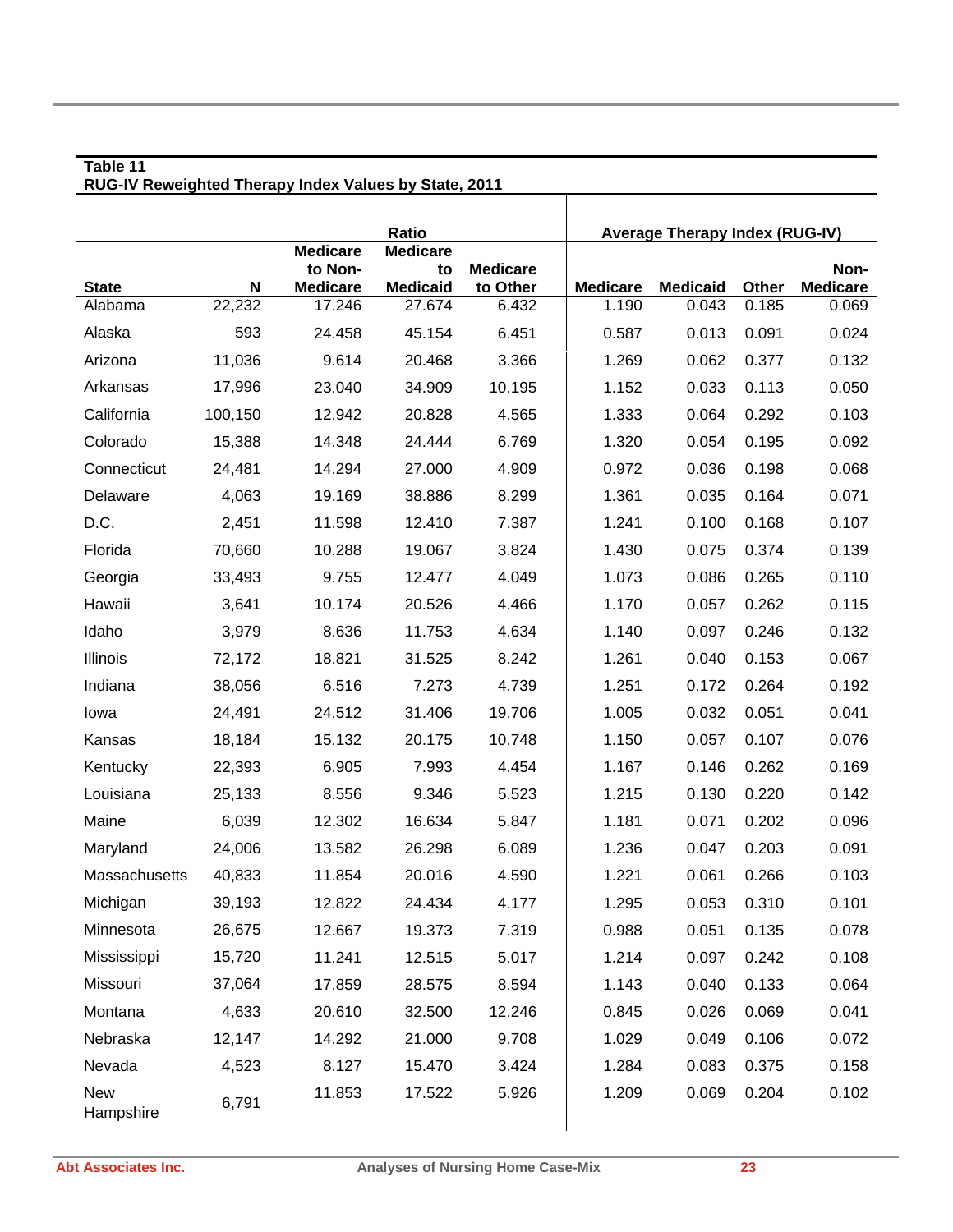**Table 11**
**RUG-IV Reweighted Therapy Index Values by State, 2011**

| State | N | Ratio | | | Average Therapy Index (RUG-IV) | | | |
|---|---|---|---|---|---|---|---|---|
| | | Medicare to Non-Medicare | Medicare to Medicaid | Medicare to Other | Medicare | Medicaid | Other | Non-Medicare |
| Alabama | 22,232 | 17.246 | 27.674 | 6.432 | 1.190 | 0.043 | 0.185 | 0.069 |
| Alaska | 593 | 24.458 | 45.154 | 6.451 | 0.587 | 0.013 | 0.091 | 0.024 |
| Arizona | 11,036 | 9.614 | 20.468 | 3.366 | 1.269 | 0.062 | 0.377 | 0.132 |
| Arkansas | 17,996 | 23.040 | 34.909 | 10.195 | 1.152 | 0.033 | 0.113 | 0.050 |
| California | 100,150 | 12.942 | 20.828 | 4.565 | 1.333 | 0.064 | 0.292 | 0.103 |
| Colorado | 15,388 | 14.348 | 24.444 | 6.769 | 1.320 | 0.054 | 0.195 | 0.092 |
| Connecticut | 24,481 | 14.294 | 27.000 | 4.909 | 0.972 | 0.036 | 0.198 | 0.068 |
| Delaware | 4,063 | 19.169 | 38.886 | 8.299 | 1.361 | 0.035 | 0.164 | 0.071 |
| D.C. | 2,451 | 11.598 | 12.410 | 7.387 | 1.241 | 0.100 | 0.168 | 0.107 |
| Florida | 70,660 | 10.288 | 19.067 | 3.824 | 1.430 | 0.075 | 0.374 | 0.139 |
| Georgia | 33,493 | 9.755 | 12.477 | 4.049 | 1.073 | 0.086 | 0.265 | 0.110 |
| Hawaii | 3,641 | 10.174 | 20.526 | 4.466 | 1.170 | 0.057 | 0.262 | 0.115 |
| Idaho | 3,979 | 8.636 | 11.753 | 4.634 | 1.140 | 0.097 | 0.246 | 0.132 |
| Illinois | 72,172 | 18.821 | 31.525 | 8.242 | 1.261 | 0.040 | 0.153 | 0.067 |
| Indiana | 38,056 | 6.516 | 7.273 | 4.739 | 1.251 | 0.172 | 0.264 | 0.192 |
| Iowa | 24,491 | 24.512 | 31.406 | 19.706 | 1.005 | 0.032 | 0.051 | 0.041 |
| Kansas | 18,184 | 15.132 | 20.175 | 10.748 | 1.150 | 0.057 | 0.107 | 0.076 |
| Kentucky | 22,393 | 6.905 | 7.993 | 4.454 | 1.167 | 0.146 | 0.262 | 0.169 |
| Louisiana | 25,133 | 8.556 | 9.346 | 5.523 | 1.215 | 0.130 | 0.220 | 0.142 |
| Maine | 6,039 | 12.302 | 16.634 | 5.847 | 1.181 | 0.071 | 0.202 | 0.096 |
| Maryland | 24,006 | 13.582 | 26.298 | 6.089 | 1.236 | 0.047 | 0.203 | 0.091 |
| Massachusetts | 40,833 | 11.854 | 20.016 | 4.590 | 1.221 | 0.061 | 0.266 | 0.103 |
| Michigan | 39,193 | 12.822 | 24.434 | 4.177 | 1.295 | 0.053 | 0.310 | 0.101 |
| Minnesota | 26,675 | 12.667 | 19.373 | 7.319 | 0.988 | 0.051 | 0.135 | 0.078 |
| Mississippi | 15,720 | 11.241 | 12.515 | 5.017 | 1.214 | 0.097 | 0.242 | 0.108 |
| Missouri | 37,064 | 17.859 | 28.575 | 8.594 | 1.143 | 0.040 | 0.133 | 0.064 |
| Montana | 4,633 | 20.610 | 32.500 | 12.246 | 0.845 | 0.026 | 0.069 | 0.041 |
| Nebraska | 12,147 | 14.292 | 21.000 | 9.708 | 1.029 | 0.049 | 0.106 | 0.072 |
| Nevada | 4,523 | 8.127 | 15.470 | 3.424 | 1.284 | 0.083 | 0.375 | 0.158 |
| New Hampshire | 6,791 | 11.853 | 17.522 | 5.926 | 1.209 | 0.069 | 0.204 | 0.102 |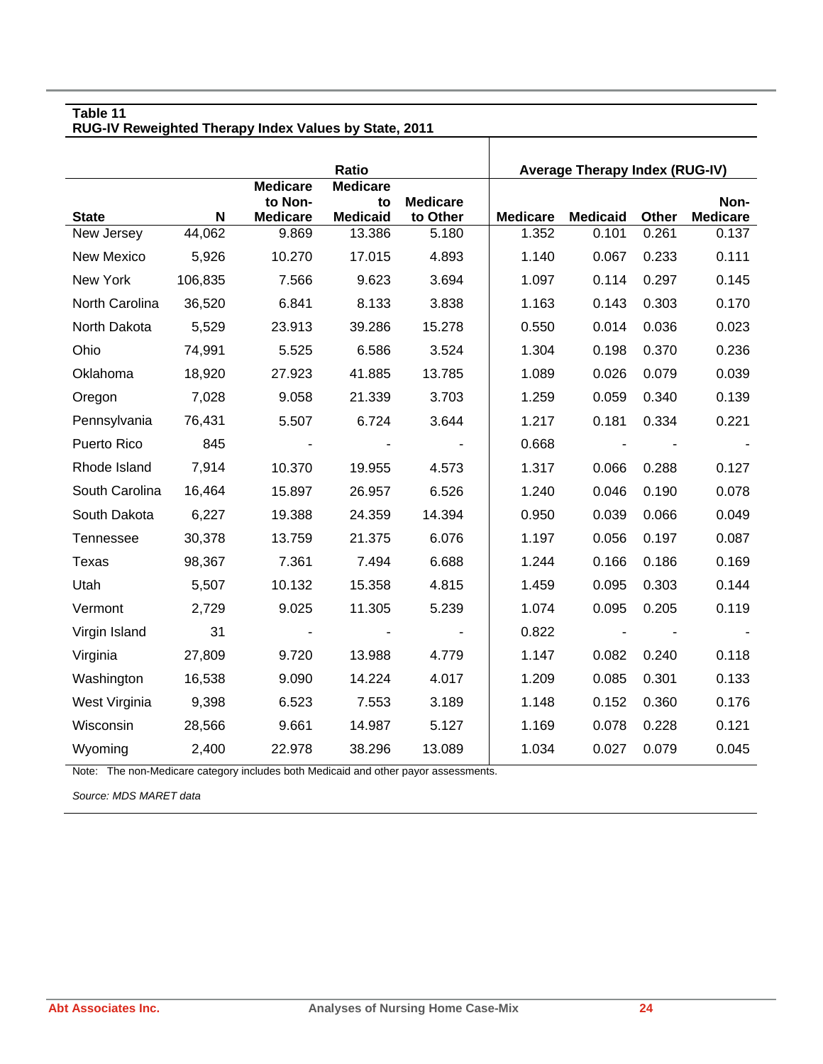**Table 11**
**RUG-IV Reweighted Therapy Index Values by State, 2011**

| | | Ratio | | | Average Therapy Index (RUG-IV) | | | |
|---|---|---|---|---|---|---|---|---|
| **State** | **N** | **Medicare to Non-Medicare** | **Medicare to Medicaid** | **Medicare to Other** | **Medicare** | **Medicaid** | **Other** | **Non-Medicare** |
| New Jersey | 44,062 | 9.869 | 13.386 | 5.180 | 1.352 | 0.101 | 0.261 | 0.137 |
| New Mexico | 5,926 | 10.270 | 17.015 | 4.893 | 1.140 | 0.067 | 0.233 | 0.111 |
| New York | 106,835 | 7.566 | 9.623 | 3.694 | 1.097 | 0.114 | 0.297 | 0.145 |
| North Carolina | 36,520 | 6.841 | 8.133 | 3.838 | 1.163 | 0.143 | 0.303 | 0.170 |
| North Dakota | 5,529 | 23.913 | 39.286 | 15.278 | 0.550 | 0.014 | 0.036 | 0.023 |
| Ohio | 74,991 | 5.525 | 6.586 | 3.524 | 1.304 | 0.198 | 0.370 | 0.236 |
| Oklahoma | 18,920 | 27.923 | 41.885 | 13.785 | 1.089 | 0.026 | 0.079 | 0.039 |
| Oregon | 7,028 | 9.058 | 21.339 | 3.703 | 1.259 | 0.059 | 0.340 | 0.139 |
| Pennsylvania | 76,431 | 5.507 | 6.724 | 3.644 | 1.217 | 0.181 | 0.334 | 0.221 |
| Puerto Rico | 845 | - | - | - | 0.668 | - | - | - |
| Rhode Island | 7,914 | 10.370 | 19.955 | 4.573 | 1.317 | 0.066 | 0.288 | 0.127 |
| South Carolina | 16,464 | 15.897 | 26.957 | 6.526 | 1.240 | 0.046 | 0.190 | 0.078 |
| South Dakota | 6,227 | 19.388 | 24.359 | 14.394 | 0.950 | 0.039 | 0.066 | 0.049 |
| Tennessee | 30,378 | 13.759 | 21.375 | 6.076 | 1.197 | 0.056 | 0.197 | 0.087 |
| Texas | 98,367 | 7.361 | 7.494 | 6.688 | 1.244 | 0.166 | 0.186 | 0.169 |
| Utah | 5,507 | 10.132 | 15.358 | 4.815 | 1.459 | 0.095 | 0.303 | 0.144 |
| Vermont | 2,729 | 9.025 | 11.305 | 5.239 | 1.074 | 0.095 | 0.205 | 0.119 |
| Virgin Island | 31 | - | - | - | 0.822 | - | - | - |
| Virginia | 27,809 | 9.720 | 13.988 | 4.779 | 1.147 | 0.082 | 0.240 | 0.118 |
| Washington | 16,538 | 9.090 | 14.224 | 4.017 | 1.209 | 0.085 | 0.301 | 0.133 |
| West Virginia | 9,398 | 6.523 | 7.553 | 3.189 | 1.148 | 0.152 | 0.360 | 0.176 |
| Wisconsin | 28,566 | 9.661 | 14.987 | 5.127 | 1.169 | 0.078 | 0.228 | 0.121 |
| Wyoming | 2,400 | 22.978 | 38.296 | 13.089 | 1.034 | 0.027 | 0.079 | 0.045 |

Note: The non-Medicare category includes both Medicaid and other payor assessments.

*Source: MDS MARET data*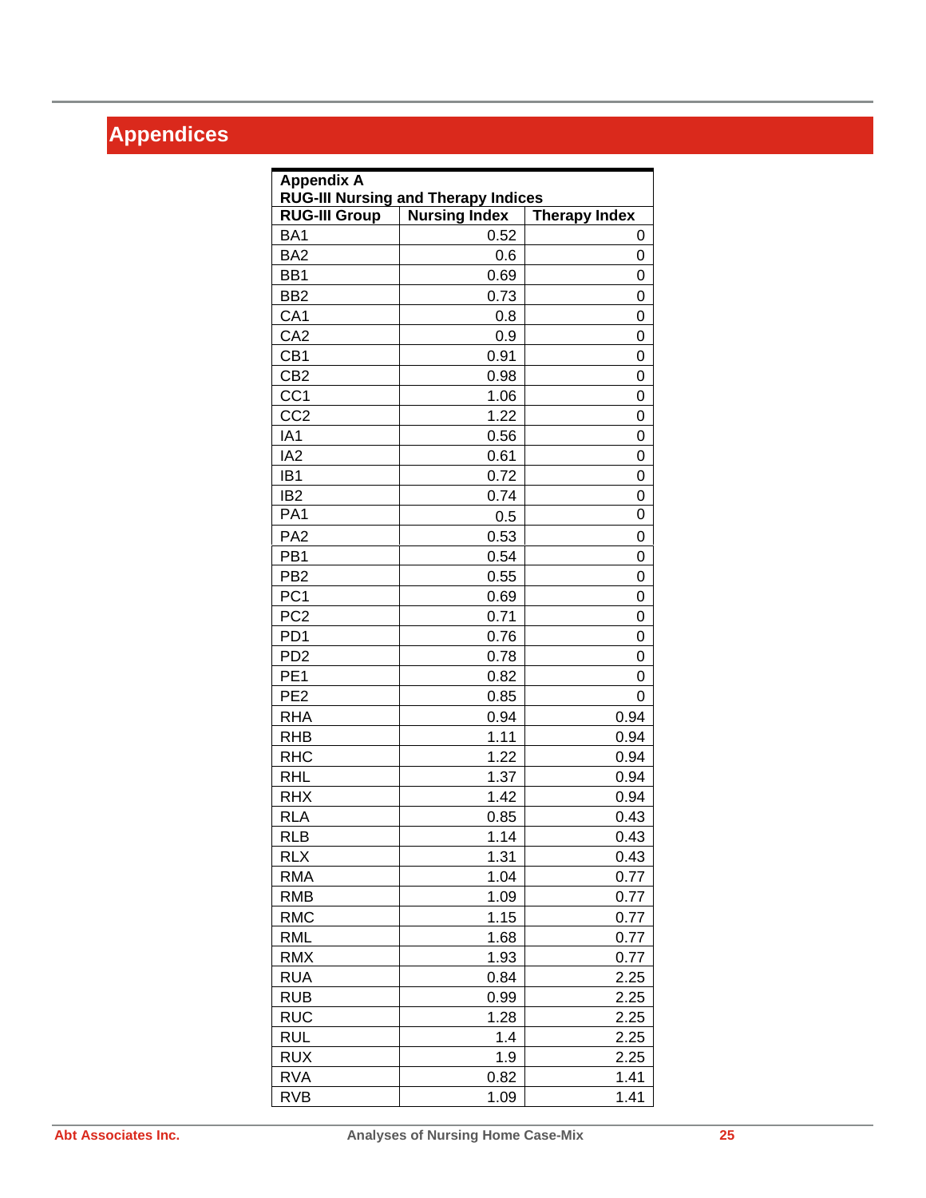# Appendices

**Appendix A**
**RUG-III Nursing and Therapy Indices**

| RUG-III Group | Nursing Index | Therapy Index |
|---|---|---|
| BA1 | 0.52 | 0 |
| BA2 | 0.6 | 0 |
| BB1 | 0.69 | 0 |
| BB2 | 0.73 | 0 |
| CA1 | 0.8 | 0 |
| CA2 | 0.9 | 0 |
| CB1 | 0.91 | 0 |
| CB2 | 0.98 | 0 |
| CC1 | 1.06 | 0 |
| CC2 | 1.22 | 0 |
| IA1 | 0.56 | 0 |
| IA2 | 0.61 | 0 |
| IB1 | 0.72 | 0 |
| IB2 | 0.74 | 0 |
| PA1 | 0.5 | 0 |
| PA2 | 0.53 | 0 |
| PB1 | 0.54 | 0 |
| PB2 | 0.55 | 0 |
| PC1 | 0.69 | 0 |
| PC2 | 0.71 | 0 |
| PD1 | 0.76 | 0 |
| PD2 | 0.78 | 0 |
| PE1 | 0.82 | 0 |
| PE2 | 0.85 | 0 |
| RHA | 0.94 | 0.94 |
| RHB | 1.11 | 0.94 |
| RHC | 1.22 | 0.94 |
| RHL | 1.37 | 0.94 |
| RHX | 1.42 | 0.94 |
| RLA | 0.85 | 0.43 |
| RLB | 1.14 | 0.43 |
| RLX | 1.31 | 0.43 |
| RMA | 1.04 | 0.77 |
| RMB | 1.09 | 0.77 |
| RMC | 1.15 | 0.77 |
| RML | 1.68 | 0.77 |
| RMX | 1.93 | 0.77 |
| RUA | 0.84 | 2.25 |
| RUB | 0.99 | 2.25 |
| RUC | 1.28 | 2.25 |
| RUL | 1.4 | 2.25 |
| RUX | 1.9 | 2.25 |
| RVA | 0.82 | 1.41 |
| RVB | 1.09 | 1.41 |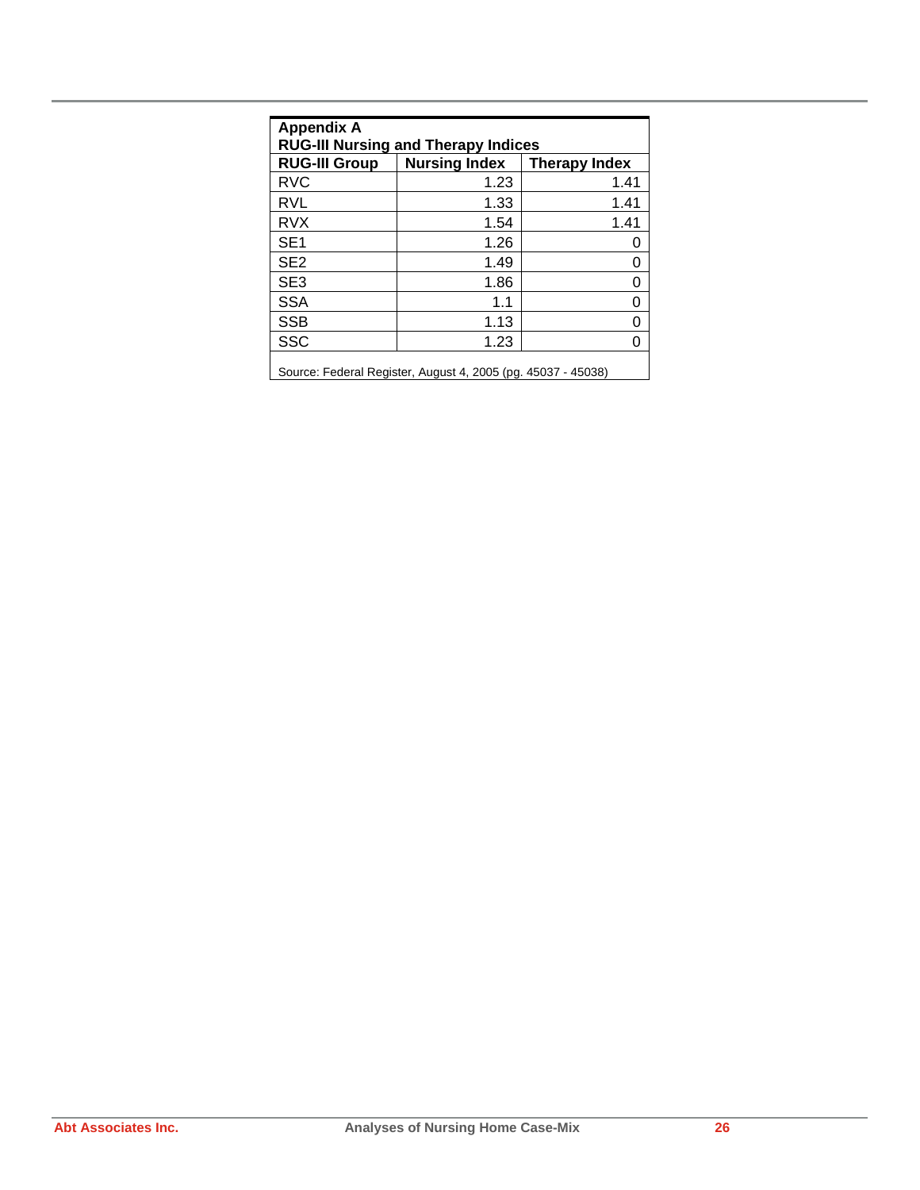## Appendix A
### RUG-III Nursing and Therapy Indices

| RUG-III Group | Nursing Index | Therapy Index |
|---|---|---|
| RVC | 1.23 | 1.41 |
| RVL | 1.33 | 1.41 |
| RVX | 1.54 | 1.41 |
| SE1 | 1.26 | 0 |
| SE2 | 1.49 | 0 |
| SE3 | 1.86 | 0 |
| SSA | 1.1 | 0 |
| SSB | 1.13 | 0 |
| SSC | 1.23 | 0 |

Source: Federal Register, August 4, 2005 (pg. 45037 - 45038)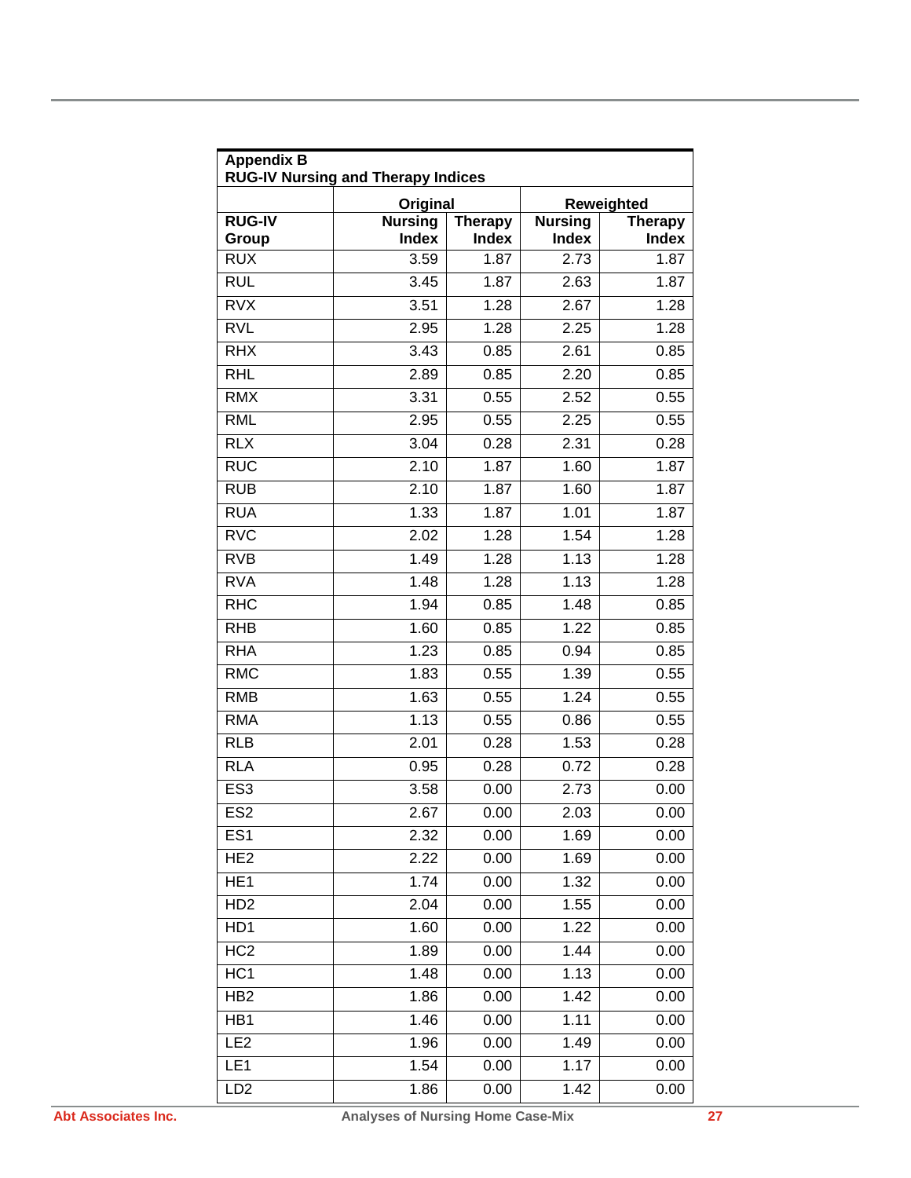**Appendix B**
**RUG-IV Nursing and Therapy Indices**

| | Original | | Reweighted | |
|---|---|---|---|---|
| **RUG-IV Group** | **Nursing Index** | **Therapy Index** | **Nursing Index** | **Therapy Index** |
| RUX | 3.59 | 1.87 | 2.73 | 1.87 |
| RUL | 3.45 | 1.87 | 2.63 | 1.87 |
| RVX | 3.51 | 1.28 | 2.67 | 1.28 |
| RVL | 2.95 | 1.28 | 2.25 | 1.28 |
| RHX | 3.43 | 0.85 | 2.61 | 0.85 |
| RHL | 2.89 | 0.85 | 2.20 | 0.85 |
| RMX | 3.31 | 0.55 | 2.52 | 0.55 |
| RML | 2.95 | 0.55 | 2.25 | 0.55 |
| RLX | 3.04 | 0.28 | 2.31 | 0.28 |
| RUC | 2.10 | 1.87 | 1.60 | 1.87 |
| RUB | 2.10 | 1.87 | 1.60 | 1.87 |
| RUA | 1.33 | 1.87 | 1.01 | 1.87 |
| RVC | 2.02 | 1.28 | 1.54 | 1.28 |
| RVB | 1.49 | 1.28 | 1.13 | 1.28 |
| RVA | 1.48 | 1.28 | 1.13 | 1.28 |
| RHC | 1.94 | 0.85 | 1.48 | 0.85 |
| RHB | 1.60 | 0.85 | 1.22 | 0.85 |
| RHA | 1.23 | 0.85 | 0.94 | 0.85 |
| RMC | 1.83 | 0.55 | 1.39 | 0.55 |
| RMB | 1.63 | 0.55 | 1.24 | 0.55 |
| RMA | 1.13 | 0.55 | 0.86 | 0.55 |
| RLB | 2.01 | 0.28 | 1.53 | 0.28 |
| RLA | 0.95 | 0.28 | 0.72 | 0.28 |
| ES3 | 3.58 | 0.00 | 2.73 | 0.00 |
| ES2 | 2.67 | 0.00 | 2.03 | 0.00 |
| ES1 | 2.32 | 0.00 | 1.69 | 0.00 |
| HE2 | 2.22 | 0.00 | 1.69 | 0.00 |
| HE1 | 1.74 | 0.00 | 1.32 | 0.00 |
| HD2 | 2.04 | 0.00 | 1.55 | 0.00 |
| HD1 | 1.60 | 0.00 | 1.22 | 0.00 |
| HC2 | 1.89 | 0.00 | 1.44 | 0.00 |
| HC1 | 1.48 | 0.00 | 1.13 | 0.00 |
| HB2 | 1.86 | 0.00 | 1.42 | 0.00 |
| HB1 | 1.46 | 0.00 | 1.11 | 0.00 |
| LE2 | 1.96 | 0.00 | 1.49 | 0.00 |
| LE1 | 1.54 | 0.00 | 1.17 | 0.00 |
| LD2 | 1.86 | 0.00 | 1.42 | 0.00 |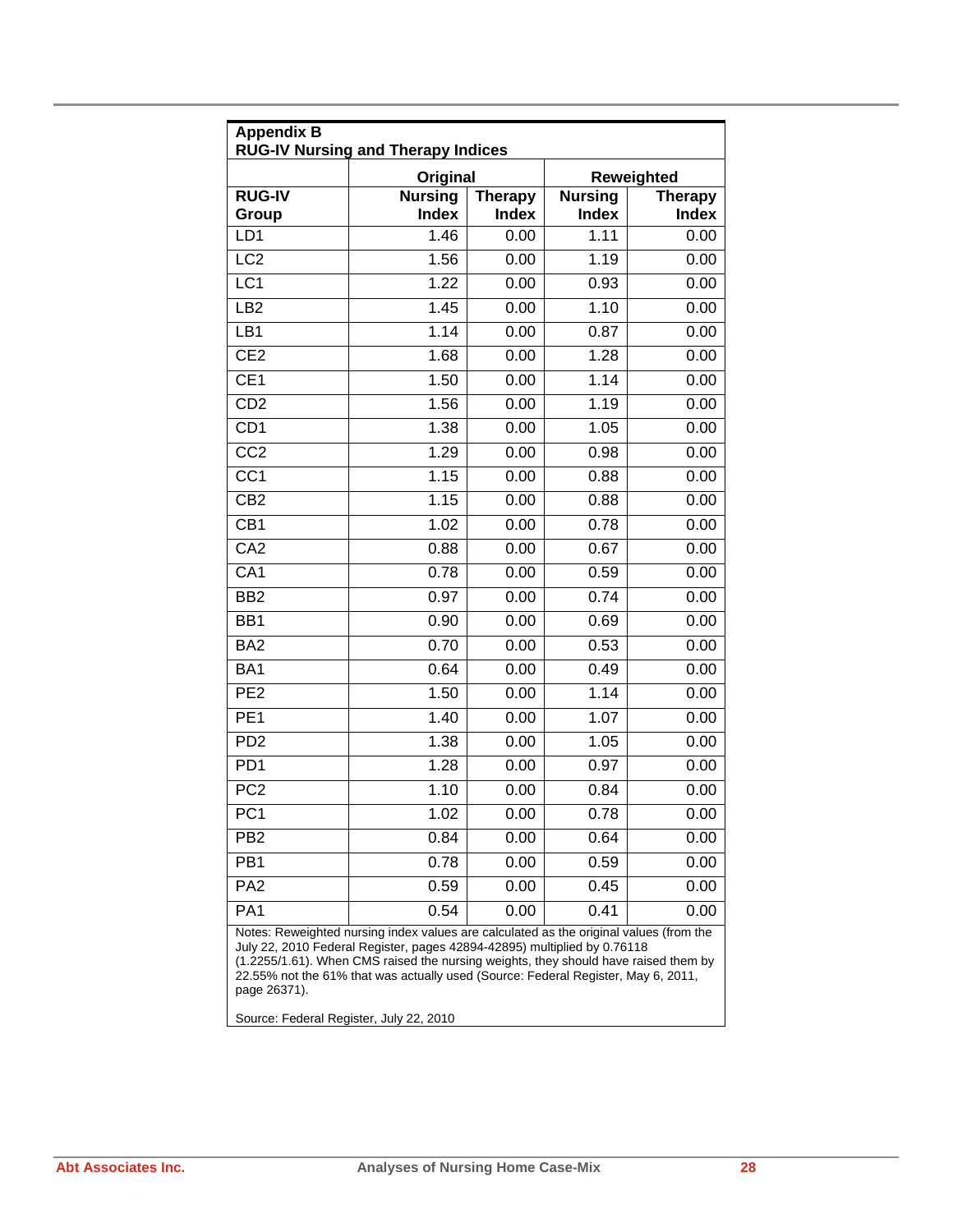**Appendix B**
**RUG-IV Nursing and Therapy Indices**

| RUG-IV Group | Original | | Reweighted | |
|---|---|---|---|---|
| | Nursing Index | Therapy Index | Nursing Index | Therapy Index |
| LD1 | 1.46 | 0.00 | 1.11 | 0.00 |
| LC2 | 1.56 | 0.00 | 1.19 | 0.00 |
| LC1 | 1.22 | 0.00 | 0.93 | 0.00 |
| LB2 | 1.45 | 0.00 | 1.10 | 0.00 |
| LB1 | 1.14 | 0.00 | 0.87 | 0.00 |
| CE2 | 1.68 | 0.00 | 1.28 | 0.00 |
| CE1 | 1.50 | 0.00 | 1.14 | 0.00 |
| CD2 | 1.56 | 0.00 | 1.19 | 0.00 |
| CD1 | 1.38 | 0.00 | 1.05 | 0.00 |
| CC2 | 1.29 | 0.00 | 0.98 | 0.00 |
| CC1 | 1.15 | 0.00 | 0.88 | 0.00 |
| CB2 | 1.15 | 0.00 | 0.88 | 0.00 |
| CB1 | 1.02 | 0.00 | 0.78 | 0.00 |
| CA2 | 0.88 | 0.00 | 0.67 | 0.00 |
| CA1 | 0.78 | 0.00 | 0.59 | 0.00 |
| BB2 | 0.97 | 0.00 | 0.74 | 0.00 |
| BB1 | 0.90 | 0.00 | 0.69 | 0.00 |
| BA2 | 0.70 | 0.00 | 0.53 | 0.00 |
| BA1 | 0.64 | 0.00 | 0.49 | 0.00 |
| PE2 | 1.50 | 0.00 | 1.14 | 0.00 |
| PE1 | 1.40 | 0.00 | 1.07 | 0.00 |
| PD2 | 1.38 | 0.00 | 1.05 | 0.00 |
| PD1 | 1.28 | 0.00 | 0.97 | 0.00 |
| PC2 | 1.10 | 0.00 | 0.84 | 0.00 |
| PC1 | 1.02 | 0.00 | 0.78 | 0.00 |
| PB2 | 0.84 | 0.00 | 0.64 | 0.00 |
| PB1 | 0.78 | 0.00 | 0.59 | 0.00 |
| PA2 | 0.59 | 0.00 | 0.45 | 0.00 |
| PA1 | 0.54 | 0.00 | 0.41 | 0.00 |

Notes: Reweighted nursing index values are calculated as the original values (from the July 22, 2010 Federal Register, pages 42894-42895) multiplied by 0.76118 (1.2255/1.61). When CMS raised the nursing weights, they should have raised them by 22.55% not the 61% that was actually used (Source: Federal Register, May 6, 2011, page 26371).

Source: Federal Register, July 22, 2010